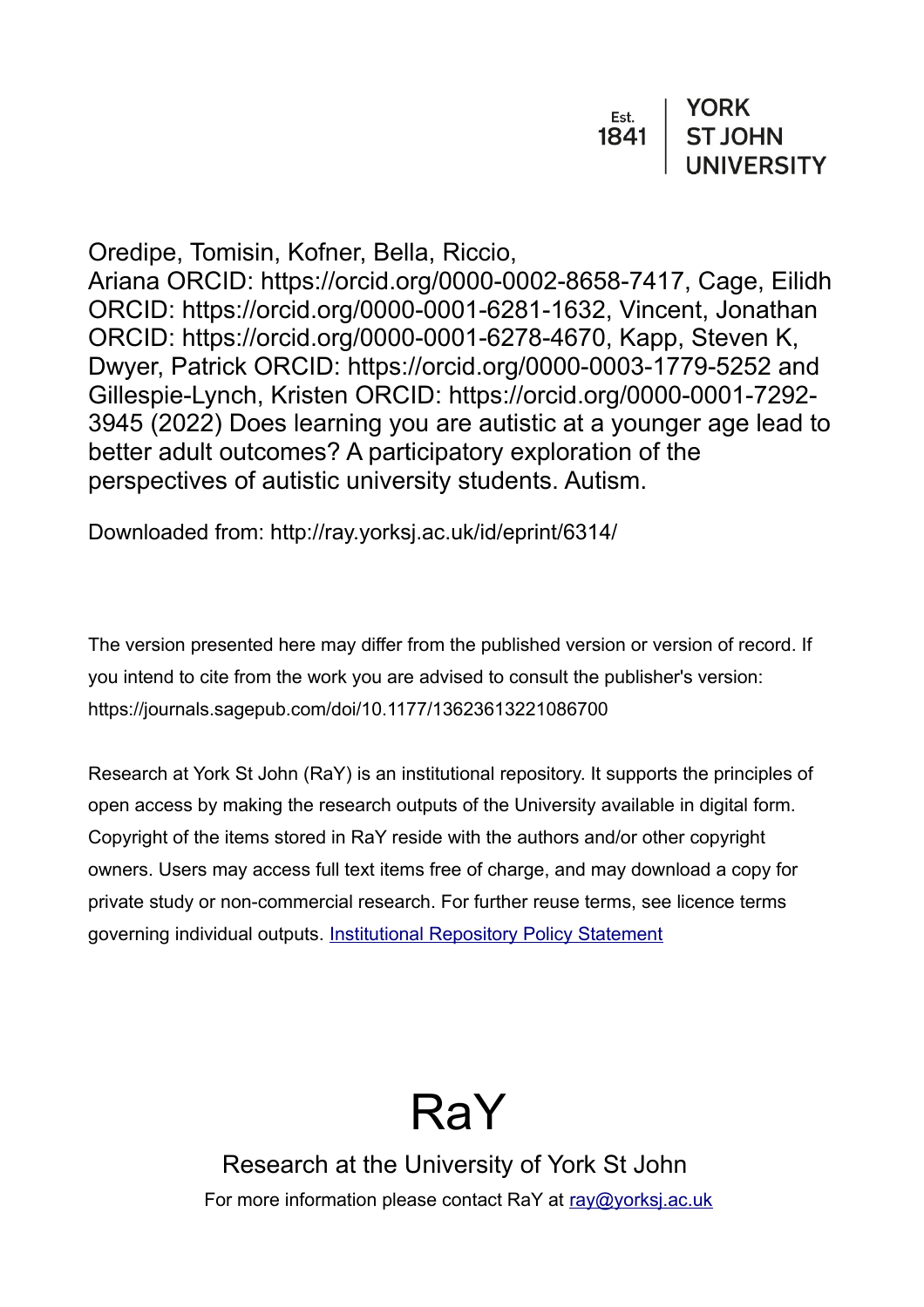Est. 1841 | YORK ST JOHN UNIVERSITY

Oredipe, Tomisin, Kofner, Bella, Riccio, Ariana ORCID: https://orcid.org/0000-0002-8658-7417, Cage, Eilidh ORCID: https://orcid.org/0000-0001-6281-1632, Vincent, Jonathan ORCID: https://orcid.org/0000-0001-6278-4670, Kapp, Steven K, Dwyer, Patrick ORCID: https://orcid.org/0000-0003-1779-5252 and Gillespie-Lynch, Kristen ORCID: https://orcid.org/0000-0001-7292-3945 (2022) Does learning you are autistic at a younger age lead to better adult outcomes? A participatory exploration of the perspectives of autistic university students. Autism.

Downloaded from: http://ray.yorksj.ac.uk/id/eprint/6314/

The version presented here may differ from the published version or version of record. If you intend to cite from the work you are advised to consult the publisher's version: https://journals.sagepub.com/doi/10.1177/13623613221086700

Research at York St John (RaY) is an institutional repository. It supports the principles of open access by making the research outputs of the University available in digital form. Copyright of the items stored in RaY reside with the authors and/or other copyright owners. Users may access full text items free of charge, and may download a copy for private study or non-commercial research. For further reuse terms, see licence terms governing individual outputs. [Institutional Repository Policy Statement]

# RaY

Research at the University of York St John

For more information please contact RaY at [ray@yorksj.ac.uk]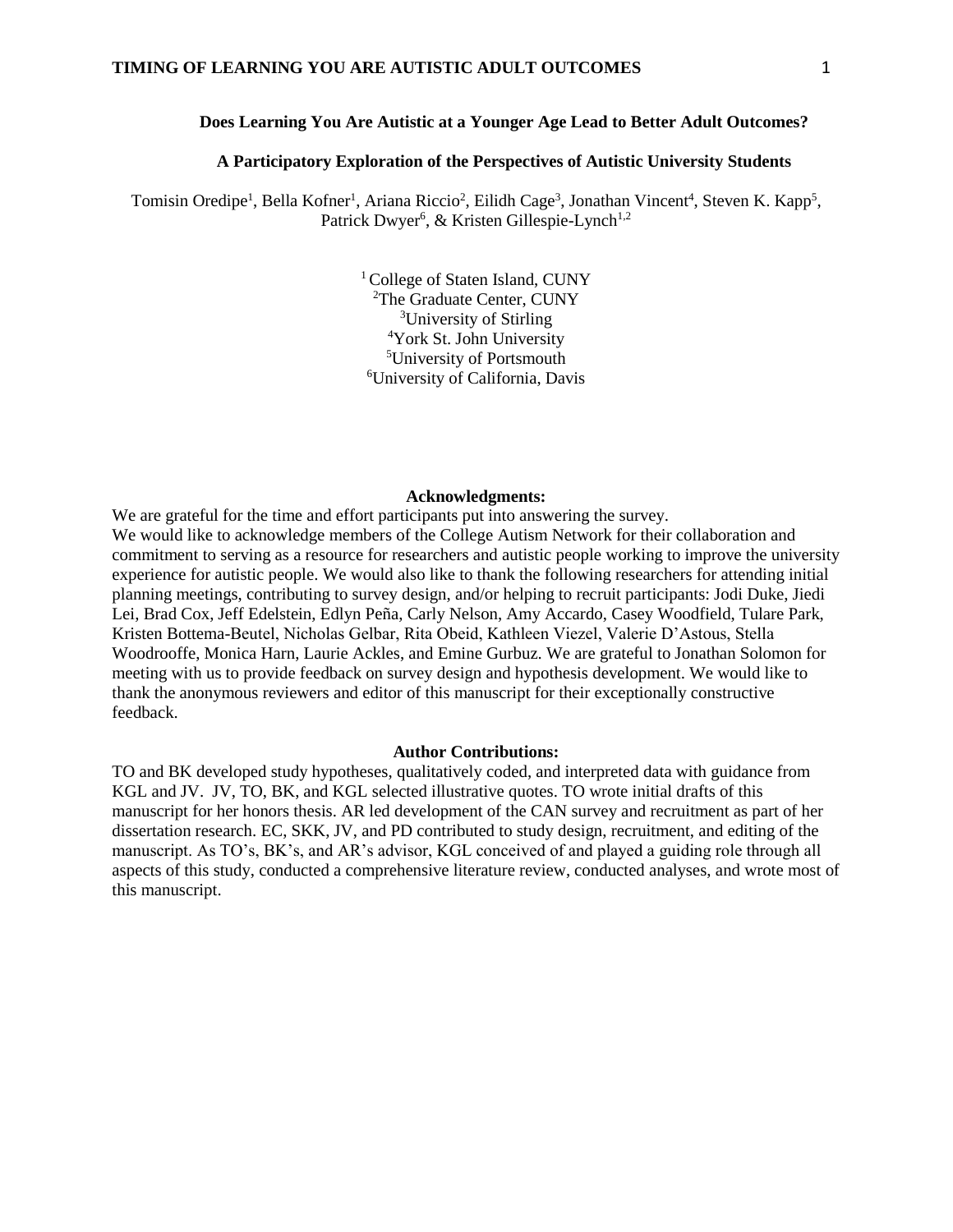# Does Learning You Are Autistic at a Younger Age Lead to Better Adult Outcomes?

## A Participatory Exploration of the Perspectives of Autistic University Students

Tomisin Oredipe[1], Bella Kofner[1], Ariana Riccio[2], Eilidh Cage[3], Jonathan Vincent[4], Steven K. Kapp[5], Patrick Dwyer[6], & Kristen Gillespie-Lynch[1,2]

[1] College of Staten Island, CUNY
[2] The Graduate Center, CUNY
[3] University of Stirling
[4] York St. John University
[5] University of Portsmouth
[6] University of California, Davis

**Acknowledgments:**

We are grateful for the time and effort participants put into answering the survey.
We would like to acknowledge members of the College Autism Network for their collaboration and commitment to serving as a resource for researchers and autistic people working to improve the university experience for autistic people. We would also like to thank the following researchers for attending initial planning meetings, contributing to survey design, and/or helping to recruit participants: Jodi Duke, Jiedi Lei, Brad Cox, Jeff Edelstein, Edlyn Peña, Carly Nelson, Amy Accardo, Casey Woodfield, Tulare Park, Kristen Bottema-Beutel, Nicholas Gelbar, Rita Obeid, Kathleen Viezel, Valerie D'Astous, Stella Woodrooffe, Monica Harn, Laurie Ackles, and Emine Gurbuz. We are grateful to Jonathan Solomon for meeting with us to provide feedback on survey design and hypothesis development. We would like to thank the anonymous reviewers and editor of this manuscript for their exceptionally constructive feedback.

**Author Contributions:**

TO and BK developed study hypotheses, qualitatively coded, and interpreted data with guidance from KGL and JV. JV, TO, BK, and KGL selected illustrative quotes. TO wrote initial drafts of this manuscript for her honors thesis. AR led development of the CAN survey and recruitment as part of her dissertation research. EC, SKK, JV, and PD contributed to study design, recruitment, and editing of the manuscript. As TO's, BK's, and AR's advisor, KGL conceived of and played a guiding role through all aspects of this study, conducted a comprehensive literature review, conducted analyses, and wrote most of this manuscript.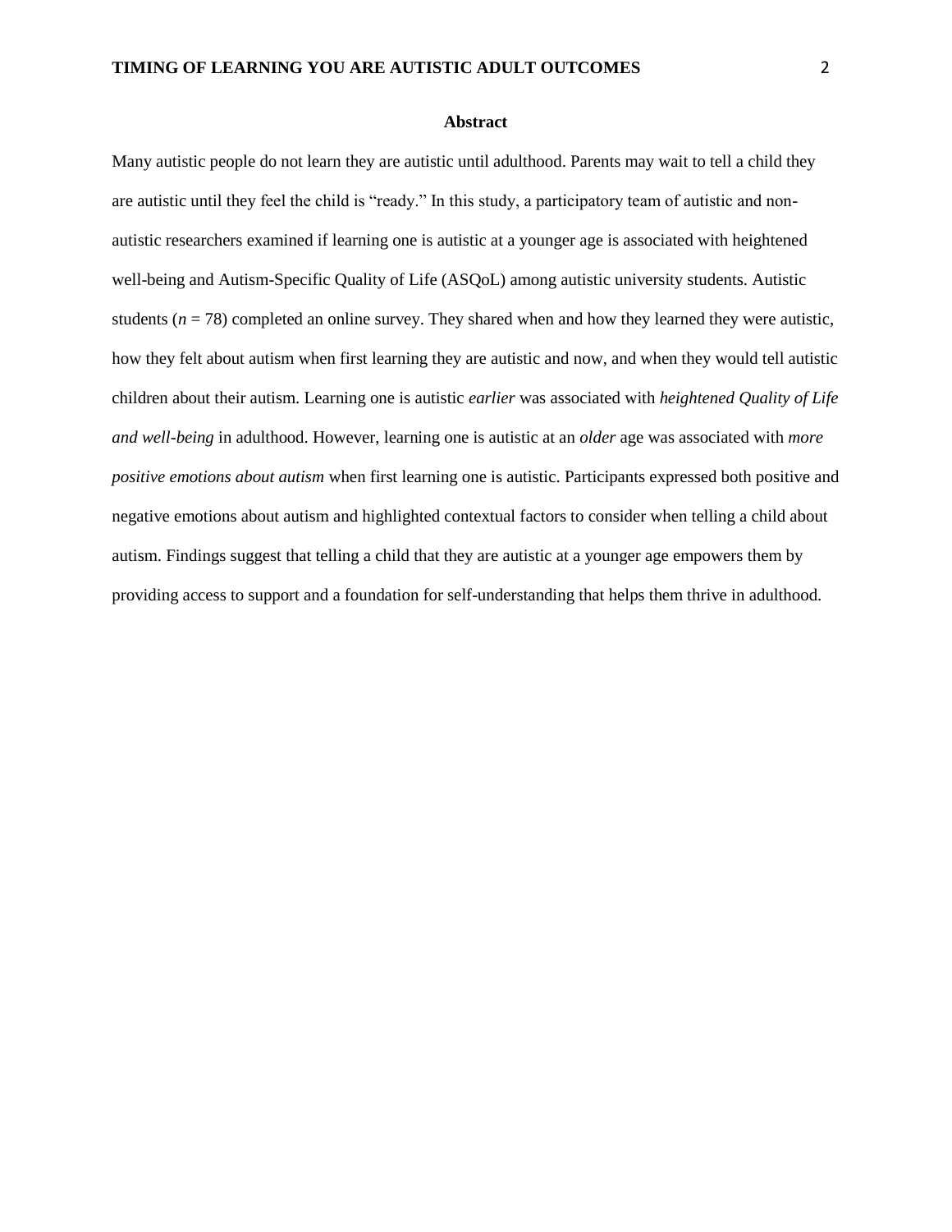## Abstract

Many autistic people do not learn they are autistic until adulthood. Parents may wait to tell a child they are autistic until they feel the child is "ready." In this study, a participatory team of autistic and non-autistic researchers examined if learning one is autistic at a younger age is associated with heightened well-being and Autism-Specific Quality of Life (ASQoL) among autistic university students. Autistic students ($n$ = 78) completed an online survey. They shared when and how they learned they were autistic, how they felt about autism when first learning they are autistic and now, and when they would tell autistic children about their autism. Learning one is autistic *earlier* was associated with *heightened Quality of Life and well-being* in adulthood. However, learning one is autistic at an *older* age was associated with *more positive emotions about autism* when first learning one is autistic. Participants expressed both positive and negative emotions about autism and highlighted contextual factors to consider when telling a child about autism. Findings suggest that telling a child that they are autistic at a younger age empowers them by providing access to support and a foundation for self-understanding that helps them thrive in adulthood.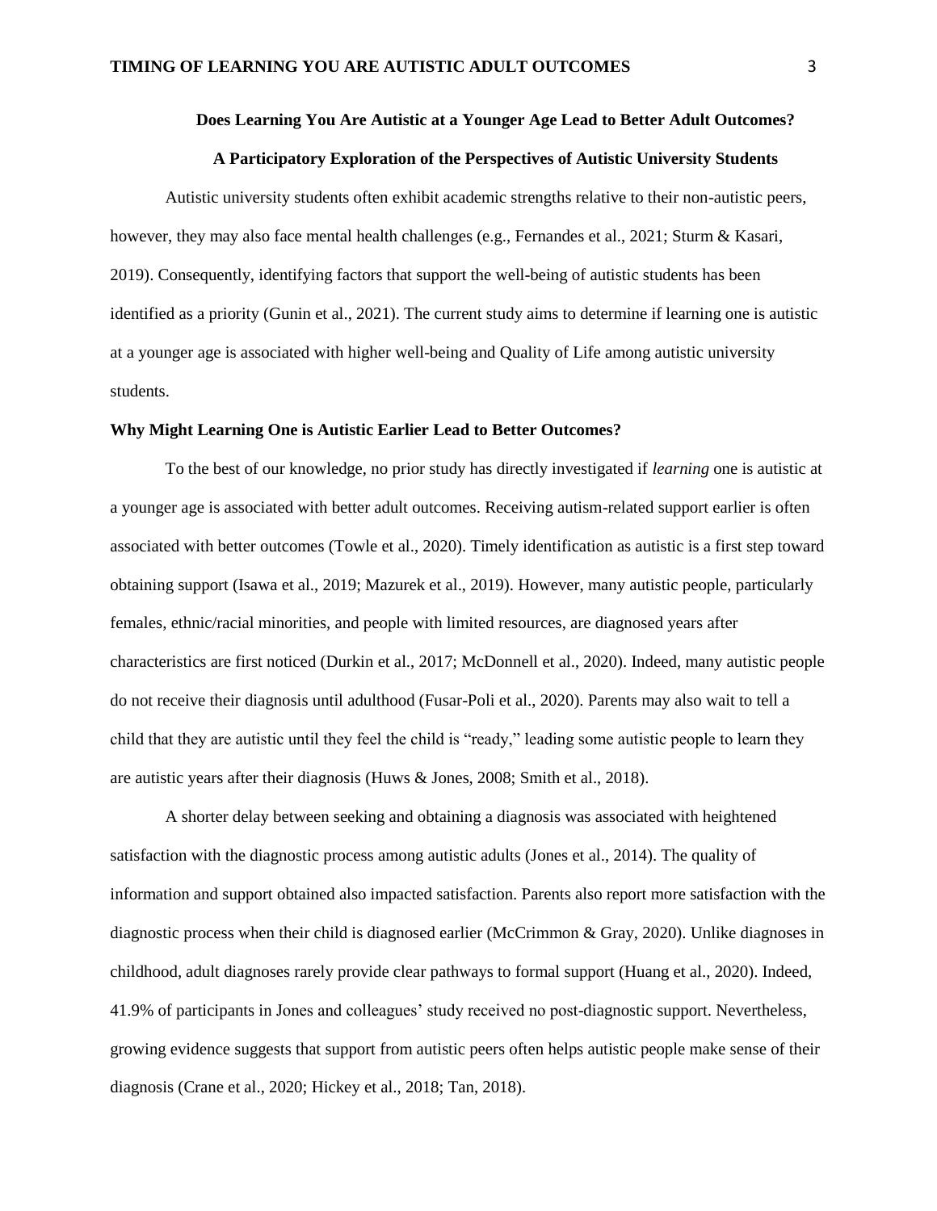**Does Learning You Are Autistic at a Younger Age Lead to Better Adult Outcomes?**

**A Participatory Exploration of the Perspectives of Autistic University Students**

Autistic university students often exhibit academic strengths relative to their non-autistic peers, however, they may also face mental health challenges (e.g., Fernandes et al., 2021; Sturm & Kasari, 2019). Consequently, identifying factors that support the well-being of autistic students has been identified as a priority (Gunin et al., 2021). The current study aims to determine if learning one is autistic at a younger age is associated with higher well-being and Quality of Life among autistic university students.

## Why Might Learning One is Autistic Earlier Lead to Better Outcomes?

To the best of our knowledge, no prior study has directly investigated if *learning* one is autistic at a younger age is associated with better adult outcomes. Receiving autism-related support earlier is often associated with better outcomes (Towle et al., 2020). Timely identification as autistic is a first step toward obtaining support (Isawa et al., 2019; Mazurek et al., 2019). However, many autistic people, particularly females, ethnic/racial minorities, and people with limited resources, are diagnosed years after characteristics are first noticed (Durkin et al., 2017; McDonnell et al., 2020). Indeed, many autistic people do not receive their diagnosis until adulthood (Fusar-Poli et al., 2020). Parents may also wait to tell a child that they are autistic until they feel the child is "ready," leading some autistic people to learn they are autistic years after their diagnosis (Huws & Jones, 2008; Smith et al., 2018).

A shorter delay between seeking and obtaining a diagnosis was associated with heightened satisfaction with the diagnostic process among autistic adults (Jones et al., 2014). The quality of information and support obtained also impacted satisfaction. Parents also report more satisfaction with the diagnostic process when their child is diagnosed earlier (McCrimmon & Gray, 2020). Unlike diagnoses in childhood, adult diagnoses rarely provide clear pathways to formal support (Huang et al., 2020). Indeed, 41.9% of participants in Jones and colleagues' study received no post-diagnostic support. Nevertheless, growing evidence suggests that support from autistic peers often helps autistic people make sense of their diagnosis (Crane et al., 2020; Hickey et al., 2018; Tan, 2018).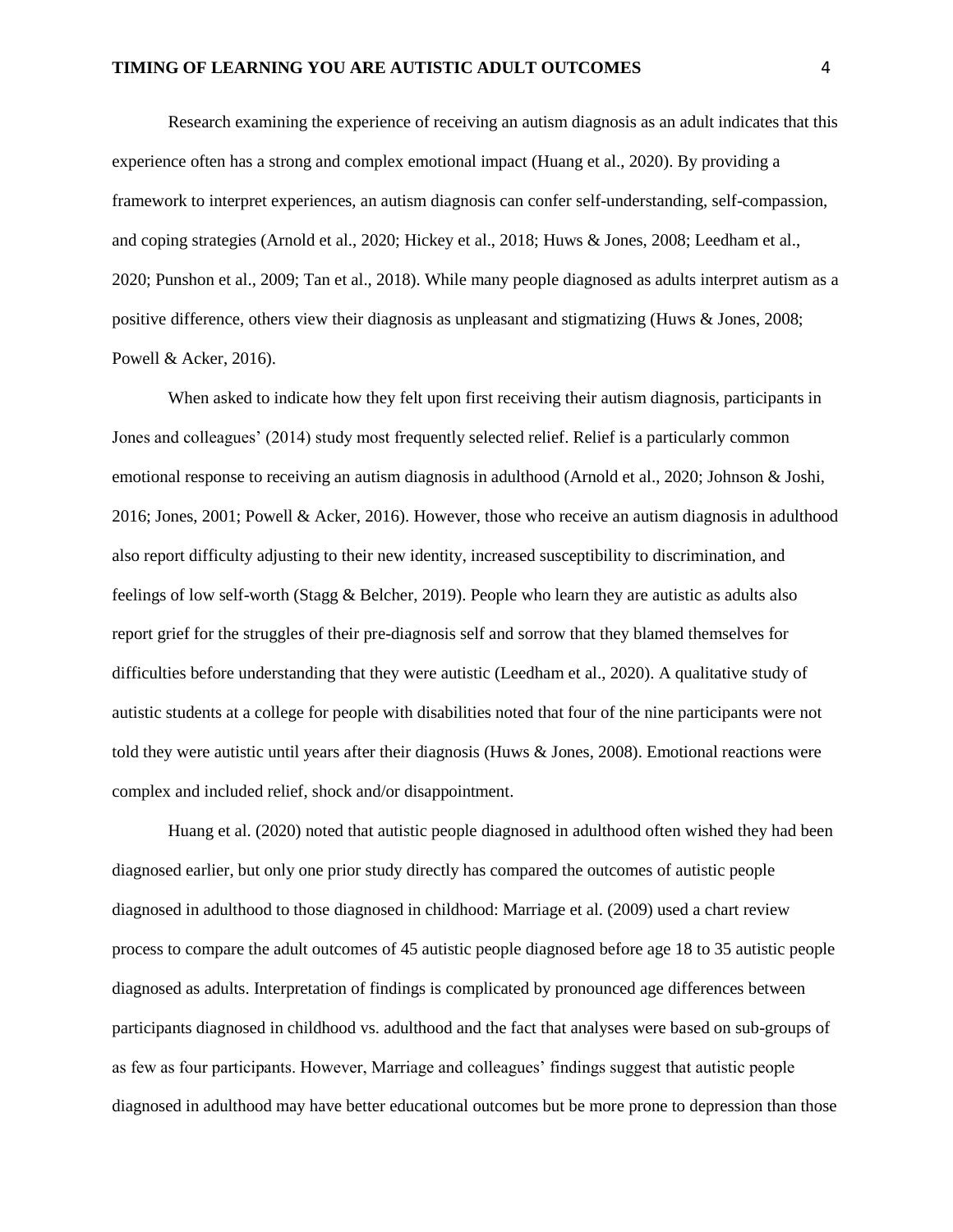Research examining the experience of receiving an autism diagnosis as an adult indicates that this experience often has a strong and complex emotional impact (Huang et al., 2020). By providing a framework to interpret experiences, an autism diagnosis can confer self-understanding, self-compassion, and coping strategies (Arnold et al., 2020; Hickey et al., 2018; Huws & Jones, 2008; Leedham et al., 2020; Punshon et al., 2009; Tan et al., 2018). While many people diagnosed as adults interpret autism as a positive difference, others view their diagnosis as unpleasant and stigmatizing (Huws & Jones, 2008; Powell & Acker, 2016).

When asked to indicate how they felt upon first receiving their autism diagnosis, participants in Jones and colleagues' (2014) study most frequently selected relief. Relief is a particularly common emotional response to receiving an autism diagnosis in adulthood (Arnold et al., 2020; Johnson & Joshi, 2016; Jones, 2001; Powell & Acker, 2016). However, those who receive an autism diagnosis in adulthood also report difficulty adjusting to their new identity, increased susceptibility to discrimination, and feelings of low self-worth (Stagg & Belcher, 2019). People who learn they are autistic as adults also report grief for the struggles of their pre-diagnosis self and sorrow that they blamed themselves for difficulties before understanding that they were autistic (Leedham et al., 2020). A qualitative study of autistic students at a college for people with disabilities noted that four of the nine participants were not told they were autistic until years after their diagnosis (Huws & Jones, 2008). Emotional reactions were complex and included relief, shock and/or disappointment.

Huang et al. (2020) noted that autistic people diagnosed in adulthood often wished they had been diagnosed earlier, but only one prior study directly has compared the outcomes of autistic people diagnosed in adulthood to those diagnosed in childhood: Marriage et al. (2009) used a chart review process to compare the adult outcomes of 45 autistic people diagnosed before age 18 to 35 autistic people diagnosed as adults. Interpretation of findings is complicated by pronounced age differences between participants diagnosed in childhood vs. adulthood and the fact that analyses were based on sub-groups of as few as four participants. However, Marriage and colleagues' findings suggest that autistic people diagnosed in adulthood may have better educational outcomes but be more prone to depression than those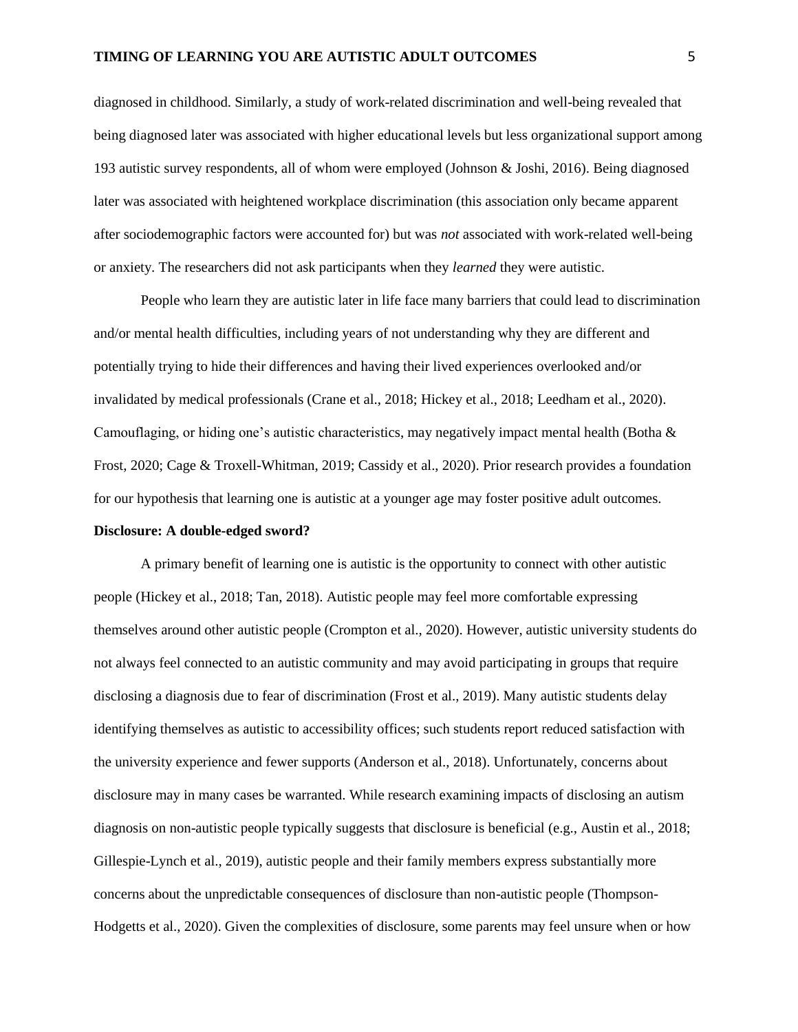diagnosed in childhood. Similarly, a study of work-related discrimination and well-being revealed that being diagnosed later was associated with higher educational levels but less organizational support among 193 autistic survey respondents, all of whom were employed (Johnson & Joshi, 2016). Being diagnosed later was associated with heightened workplace discrimination (this association only became apparent after sociodemographic factors were accounted for) but was *not* associated with work-related well-being or anxiety. The researchers did not ask participants when they *learned* they were autistic.

People who learn they are autistic later in life face many barriers that could lead to discrimination and/or mental health difficulties, including years of not understanding why they are different and potentially trying to hide their differences and having their lived experiences overlooked and/or invalidated by medical professionals (Crane et al., 2018; Hickey et al., 2018; Leedham et al., 2020). Camouflaging, or hiding one's autistic characteristics, may negatively impact mental health (Botha & Frost, 2020; Cage & Troxell-Whitman, 2019; Cassidy et al., 2020). Prior research provides a foundation for our hypothesis that learning one is autistic at a younger age may foster positive adult outcomes.

**Disclosure: A double-edged sword?**

A primary benefit of learning one is autistic is the opportunity to connect with other autistic people (Hickey et al., 2018; Tan, 2018). Autistic people may feel more comfortable expressing themselves around other autistic people (Crompton et al., 2020). However, autistic university students do not always feel connected to an autistic community and may avoid participating in groups that require disclosing a diagnosis due to fear of discrimination (Frost et al., 2019). Many autistic students delay identifying themselves as autistic to accessibility offices; such students report reduced satisfaction with the university experience and fewer supports (Anderson et al., 2018). Unfortunately, concerns about disclosure may in many cases be warranted. While research examining impacts of disclosing an autism diagnosis on non-autistic people typically suggests that disclosure is beneficial (e.g., Austin et al., 2018; Gillespie-Lynch et al., 2019), autistic people and their family members express substantially more concerns about the unpredictable consequences of disclosure than non-autistic people (Thompson-Hodgetts et al., 2020). Given the complexities of disclosure, some parents may feel unsure when or how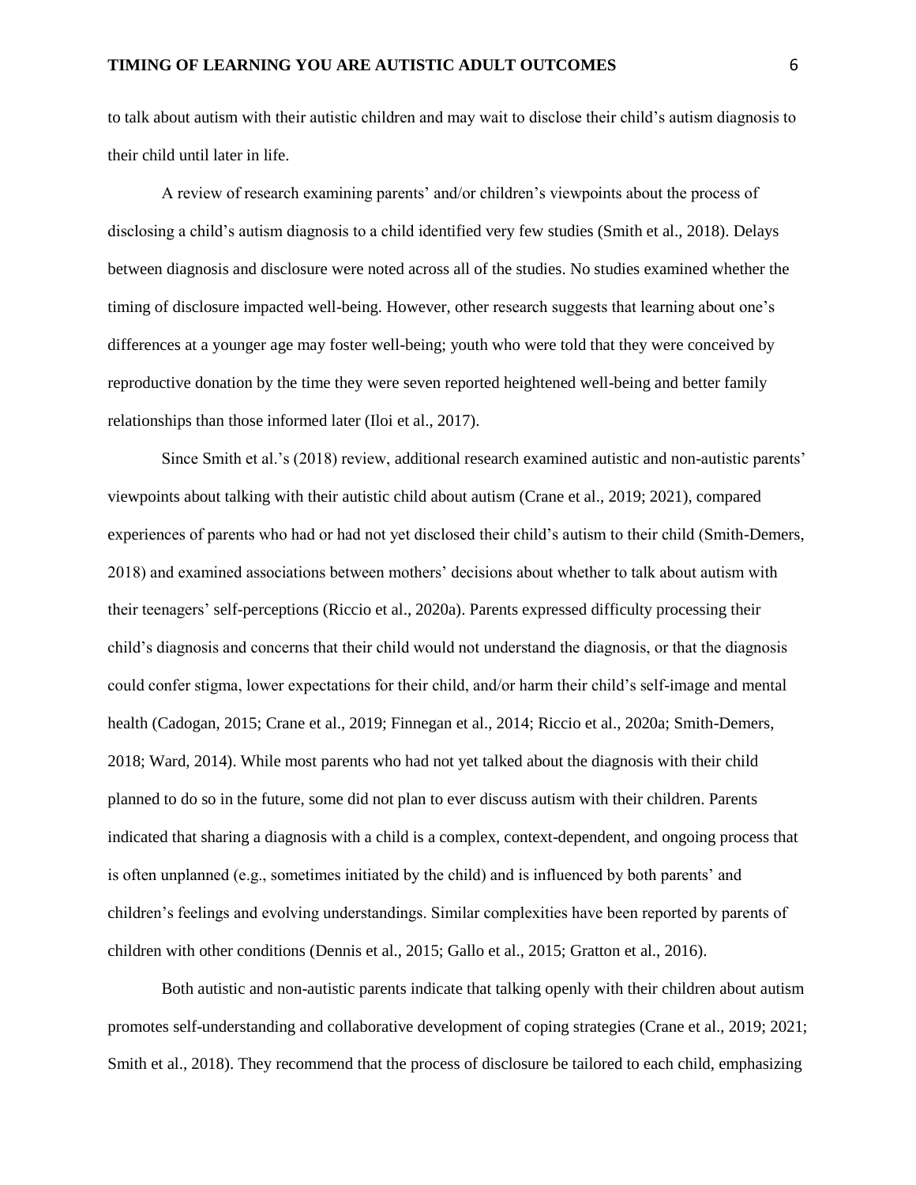to talk about autism with their autistic children and may wait to disclose their child's autism diagnosis to their child until later in life.

A review of research examining parents' and/or children's viewpoints about the process of disclosing a child's autism diagnosis to a child identified very few studies (Smith et al., 2018). Delays between diagnosis and disclosure were noted across all of the studies. No studies examined whether the timing of disclosure impacted well-being. However, other research suggests that learning about one's differences at a younger age may foster well-being; youth who were told that they were conceived by reproductive donation by the time they were seven reported heightened well-being and better family relationships than those informed later (Iloi et al., 2017).

Since Smith et al.'s (2018) review, additional research examined autistic and non-autistic parents' viewpoints about talking with their autistic child about autism (Crane et al., 2019; 2021), compared experiences of parents who had or had not yet disclosed their child's autism to their child (Smith-Demers, 2018) and examined associations between mothers' decisions about whether to talk about autism with their teenagers' self-perceptions (Riccio et al., 2020a). Parents expressed difficulty processing their child's diagnosis and concerns that their child would not understand the diagnosis, or that the diagnosis could confer stigma, lower expectations for their child, and/or harm their child's self-image and mental health (Cadogan, 2015; Crane et al., 2019; Finnegan et al., 2014; Riccio et al., 2020a; Smith-Demers, 2018; Ward, 2014). While most parents who had not yet talked about the diagnosis with their child planned to do so in the future, some did not plan to ever discuss autism with their children. Parents indicated that sharing a diagnosis with a child is a complex, context-dependent, and ongoing process that is often unplanned (e.g., sometimes initiated by the child) and is influenced by both parents' and children's feelings and evolving understandings. Similar complexities have been reported by parents of children with other conditions (Dennis et al., 2015; Gallo et al., 2015; Gratton et al., 2016).

Both autistic and non-autistic parents indicate that talking openly with their children about autism promotes self-understanding and collaborative development of coping strategies (Crane et al., 2019; 2021; Smith et al., 2018). They recommend that the process of disclosure be tailored to each child, emphasizing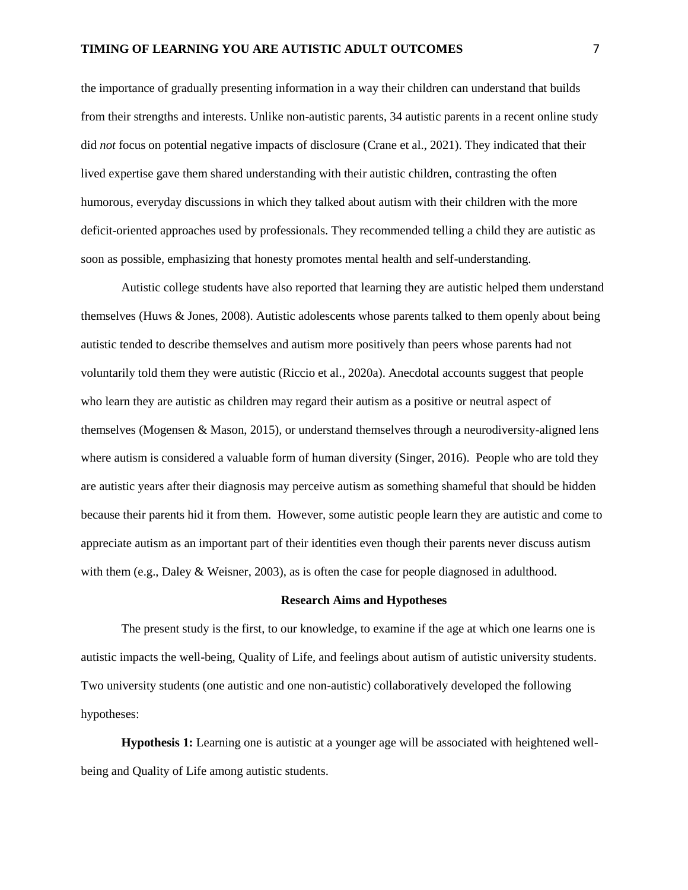the importance of gradually presenting information in a way their children can understand that builds from their strengths and interests. Unlike non-autistic parents, 34 autistic parents in a recent online study did *not* focus on potential negative impacts of disclosure (Crane et al., 2021). They indicated that their lived expertise gave them shared understanding with their autistic children, contrasting the often humorous, everyday discussions in which they talked about autism with their children with the more deficit-oriented approaches used by professionals. They recommended telling a child they are autistic as soon as possible, emphasizing that honesty promotes mental health and self-understanding.

Autistic college students have also reported that learning they are autistic helped them understand themselves (Huws & Jones, 2008). Autistic adolescents whose parents talked to them openly about being autistic tended to describe themselves and autism more positively than peers whose parents had not voluntarily told them they were autistic (Riccio et al., 2020a). Anecdotal accounts suggest that people who learn they are autistic as children may regard their autism as a positive or neutral aspect of themselves (Mogensen & Mason, 2015), or understand themselves through a neurodiversity-aligned lens where autism is considered a valuable form of human diversity (Singer, 2016). People who are told they are autistic years after their diagnosis may perceive autism as something shameful that should be hidden because their parents hid it from them. However, some autistic people learn they are autistic and come to appreciate autism as an important part of their identities even though their parents never discuss autism with them (e.g., Daley & Weisner, 2003), as is often the case for people diagnosed in adulthood.

## Research Aims and Hypotheses

The present study is the first, to our knowledge, to examine if the age at which one learns one is autistic impacts the well-being, Quality of Life, and feelings about autism of autistic university students. Two university students (one autistic and one non-autistic) collaboratively developed the following hypotheses:

**Hypothesis 1:** Learning one is autistic at a younger age will be associated with heightened well-being and Quality of Life among autistic students.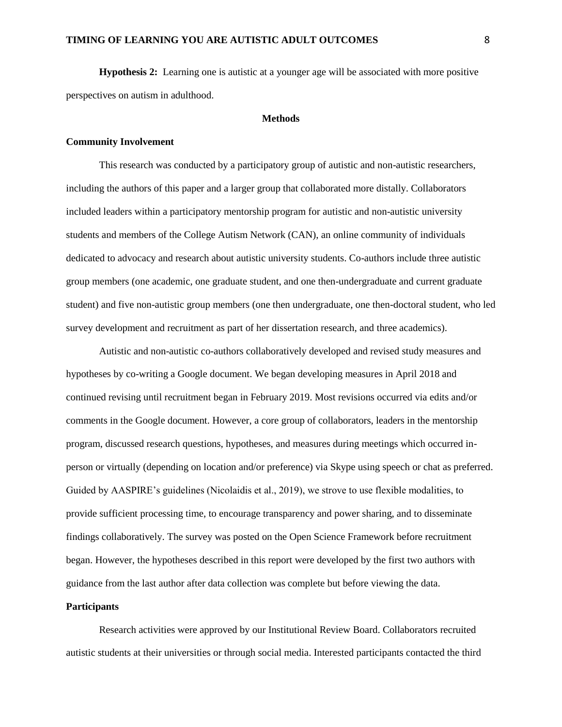**Hypothesis 2:** Learning one is autistic at a younger age will be associated with more positive perspectives on autism in adulthood.

## Methods

### Community Involvement

This research was conducted by a participatory group of autistic and non-autistic researchers, including the authors of this paper and a larger group that collaborated more distally. Collaborators included leaders within a participatory mentorship program for autistic and non-autistic university students and members of the College Autism Network (CAN), an online community of individuals dedicated to advocacy and research about autistic university students. Co-authors include three autistic group members (one academic, one graduate student, and one then-undergraduate and current graduate student) and five non-autistic group members (one then undergraduate, one then-doctoral student, who led survey development and recruitment as part of her dissertation research, and three academics).

Autistic and non-autistic co-authors collaboratively developed and revised study measures and hypotheses by co-writing a Google document. We began developing measures in April 2018 and continued revising until recruitment began in February 2019. Most revisions occurred via edits and/or comments in the Google document. However, a core group of collaborators, leaders in the mentorship program, discussed research questions, hypotheses, and measures during meetings which occurred in-person or virtually (depending on location and/or preference) via Skype using speech or chat as preferred. Guided by AASPIRE's guidelines (Nicolaidis et al., 2019), we strove to use flexible modalities, to provide sufficient processing time, to encourage transparency and power sharing, and to disseminate findings collaboratively. The survey was posted on the Open Science Framework before recruitment began. However, the hypotheses described in this report were developed by the first two authors with guidance from the last author after data collection was complete but before viewing the data.

### Participants

Research activities were approved by our Institutional Review Board. Collaborators recruited autistic students at their universities or through social media. Interested participants contacted the third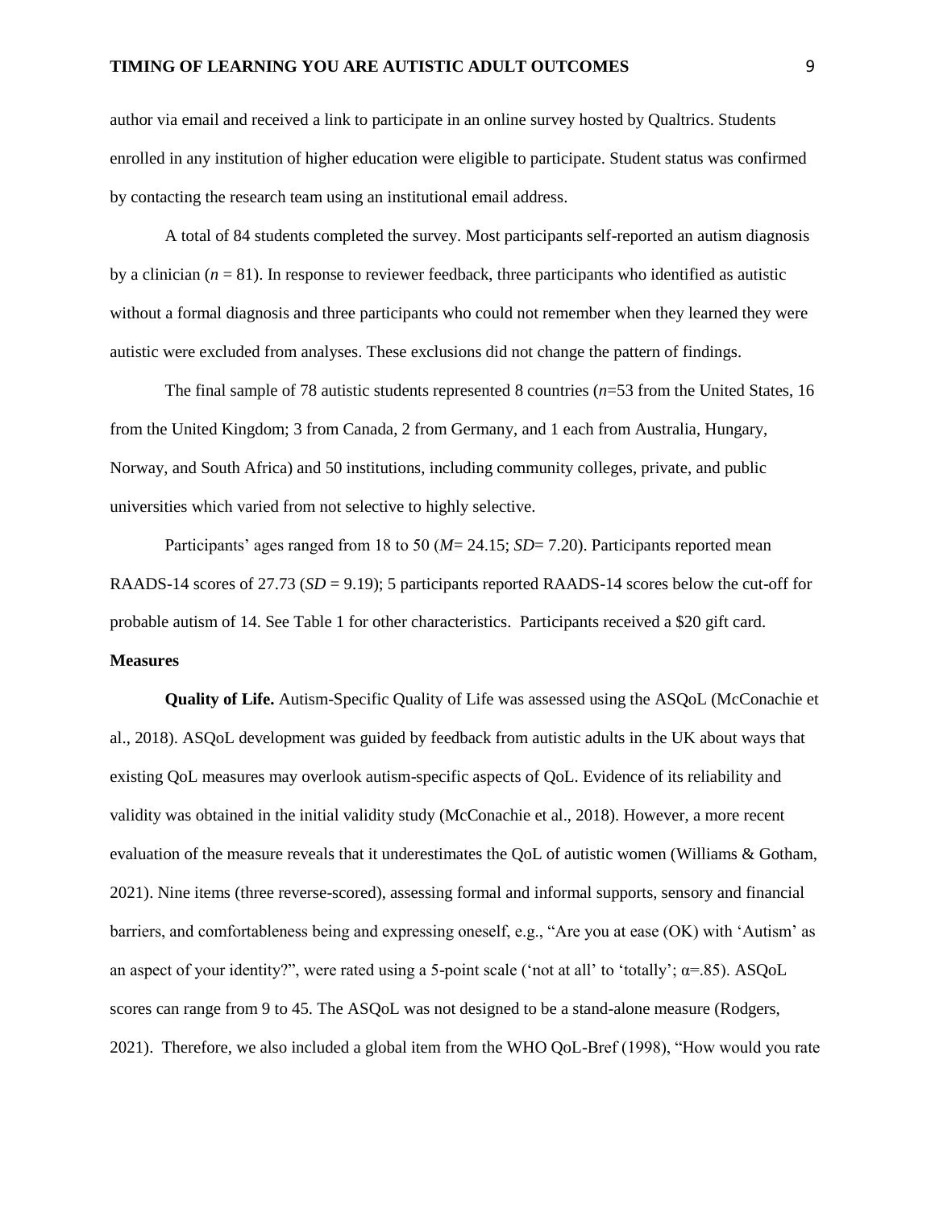author via email and received a link to participate in an online survey hosted by Qualtrics. Students enrolled in any institution of higher education were eligible to participate. Student status was confirmed by contacting the research team using an institutional email address.

A total of 84 students completed the survey. Most participants self-reported an autism diagnosis by a clinician ($n$ = 81). In response to reviewer feedback, three participants who identified as autistic without a formal diagnosis and three participants who could not remember when they learned they were autistic were excluded from analyses. These exclusions did not change the pattern of findings.

The final sample of 78 autistic students represented 8 countries ($n$=53 from the United States, 16 from the United Kingdom; 3 from Canada, 2 from Germany, and 1 each from Australia, Hungary, Norway, and South Africa) and 50 institutions, including community colleges, private, and public universities which varied from not selective to highly selective.

Participants' ages ranged from 18 to 50 ($M$= 24.15; $SD$= 7.20). Participants reported mean RAADS-14 scores of 27.73 ($SD$ = 9.19); 5 participants reported RAADS-14 scores below the cut-off for probable autism of 14. See Table 1 for other characteristics. Participants received a $20 gift card.

**Measures**

**Quality of Life.** Autism-Specific Quality of Life was assessed using the ASQoL (McConachie et al., 2018). ASQoL development was guided by feedback from autistic adults in the UK about ways that existing QoL measures may overlook autism-specific aspects of QoL. Evidence of its reliability and validity was obtained in the initial validity study (McConachie et al., 2018). However, a more recent evaluation of the measure reveals that it underestimates the QoL of autistic women (Williams & Gotham, 2021). Nine items (three reverse-scored), assessing formal and informal supports, sensory and financial barriers, and comfortableness being and expressing oneself, e.g., "Are you at ease (OK) with 'Autism' as an aspect of your identity?", were rated using a 5-point scale ('not at all' to 'totally'; $\alpha$=.85). ASQoL scores can range from 9 to 45. The ASQoL was not designed to be a stand-alone measure (Rodgers, 2021). Therefore, we also included a global item from the WHO QoL-Bref (1998), "How would you rate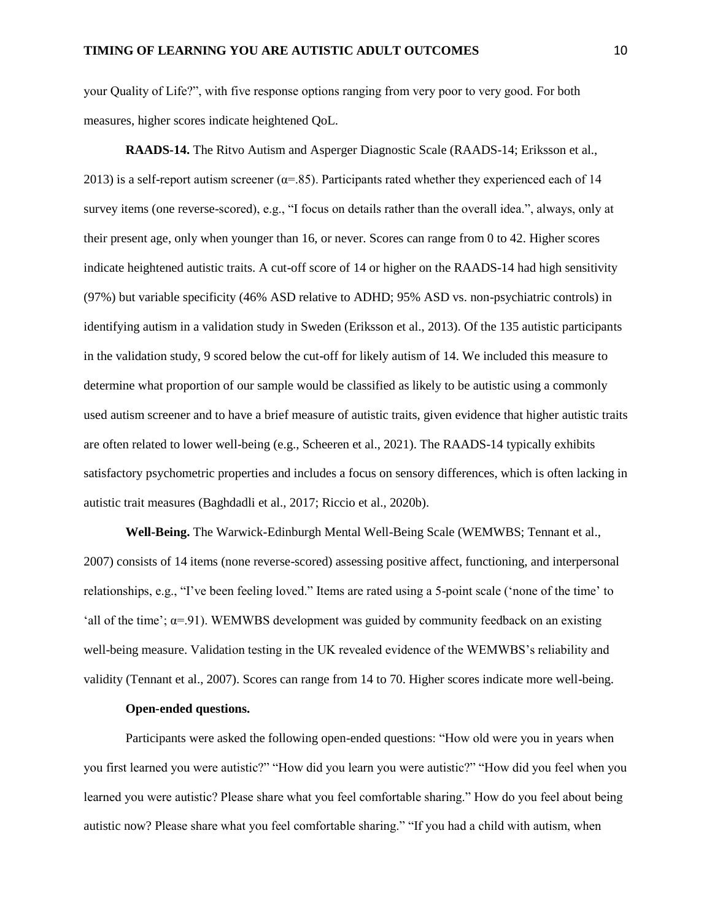your Quality of Life?", with five response options ranging from very poor to very good. For both measures, higher scores indicate heightened QoL.

**RAADS-14.** The Ritvo Autism and Asperger Diagnostic Scale (RAADS-14; Eriksson et al., 2013) is a self-report autism screener ($\alpha$=.85). Participants rated whether they experienced each of 14 survey items (one reverse-scored), e.g., "I focus on details rather than the overall idea.", always, only at their present age, only when younger than 16, or never. Scores can range from 0 to 42. Higher scores indicate heightened autistic traits. A cut-off score of 14 or higher on the RAADS-14 had high sensitivity (97%) but variable specificity (46% ASD relative to ADHD; 95% ASD vs. non-psychiatric controls) in identifying autism in a validation study in Sweden (Eriksson et al., 2013). Of the 135 autistic participants in the validation study, 9 scored below the cut-off for likely autism of 14. We included this measure to determine what proportion of our sample would be classified as likely to be autistic using a commonly used autism screener and to have a brief measure of autistic traits, given evidence that higher autistic traits are often related to lower well-being (e.g., Scheeren et al., 2021). The RAADS-14 typically exhibits satisfactory psychometric properties and includes a focus on sensory differences, which is often lacking in autistic trait measures (Baghdadli et al., 2017; Riccio et al., 2020b).

**Well-Being.** The Warwick-Edinburgh Mental Well-Being Scale (WEMWBS; Tennant et al., 2007) consists of 14 items (none reverse-scored) assessing positive affect, functioning, and interpersonal relationships, e.g., "I've been feeling loved." Items are rated using a 5-point scale ('none of the time' to 'all of the time'; $\alpha$=.91). WEMWBS development was guided by community feedback on an existing well-being measure. Validation testing in the UK revealed evidence of the WEMWBS's reliability and validity (Tennant et al., 2007). Scores can range from 14 to 70. Higher scores indicate more well-being.

**Open-ended questions.**

Participants were asked the following open-ended questions: "How old were you in years when you first learned you were autistic?" "How did you learn you were autistic?" "How did you feel when you learned you were autistic? Please share what you feel comfortable sharing." How do you feel about being autistic now? Please share what you feel comfortable sharing." "If you had a child with autism, when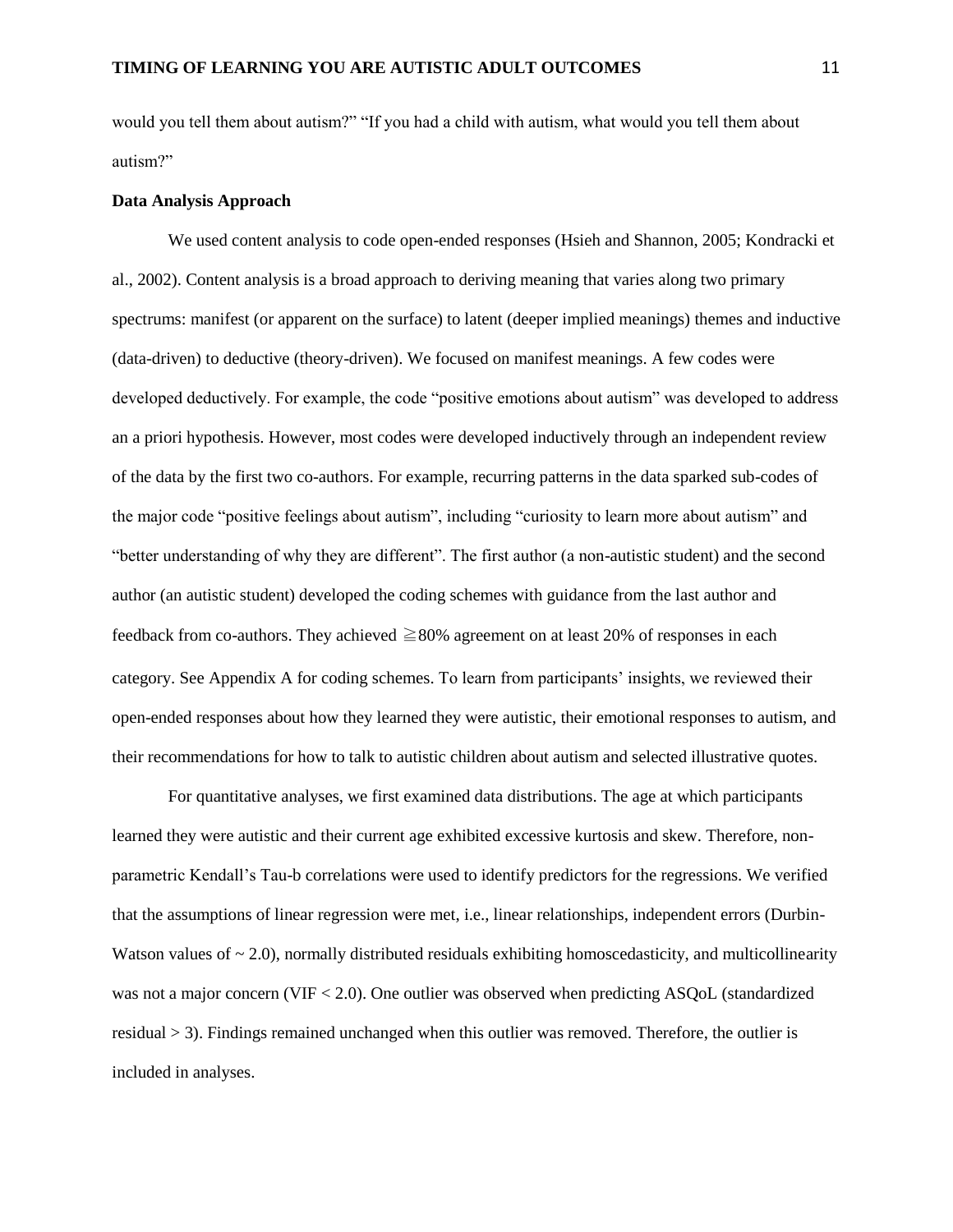would you tell them about autism?" "If you had a child with autism, what would you tell them about autism?"

**Data Analysis Approach**

We used content analysis to code open-ended responses (Hsieh and Shannon, 2005; Kondracki et al., 2002). Content analysis is a broad approach to deriving meaning that varies along two primary spectrums: manifest (or apparent on the surface) to latent (deeper implied meanings) themes and inductive (data-driven) to deductive (theory-driven). We focused on manifest meanings. A few codes were developed deductively. For example, the code "positive emotions about autism" was developed to address an a priori hypothesis. However, most codes were developed inductively through an independent review of the data by the first two co-authors. For example, recurring patterns in the data sparked sub-codes of the major code "positive feelings about autism", including "curiosity to learn more about autism" and "better understanding of why they are different". The first author (a non-autistic student) and the second author (an autistic student) developed the coding schemes with guidance from the last author and feedback from co-authors. They achieved $\geqq$80% agreement on at least 20% of responses in each category. See Appendix A for coding schemes. To learn from participants' insights, we reviewed their open-ended responses about how they learned they were autistic, their emotional responses to autism, and their recommendations for how to talk to autistic children about autism and selected illustrative quotes.

For quantitative analyses, we first examined data distributions. The age at which participants learned they were autistic and their current age exhibited excessive kurtosis and skew. Therefore, non-parametric Kendall's Tau-b correlations were used to identify predictors for the regressions. We verified that the assumptions of linear regression were met, i.e., linear relationships, independent errors (Durbin-Watson values of $\sim 2.0$), normally distributed residuals exhibiting homoscedasticity, and multicollinearity was not a major concern (VIF $< 2.0$). One outlier was observed when predicting ASQoL (standardized residual $> 3$). Findings remained unchanged when this outlier was removed. Therefore, the outlier is included in analyses.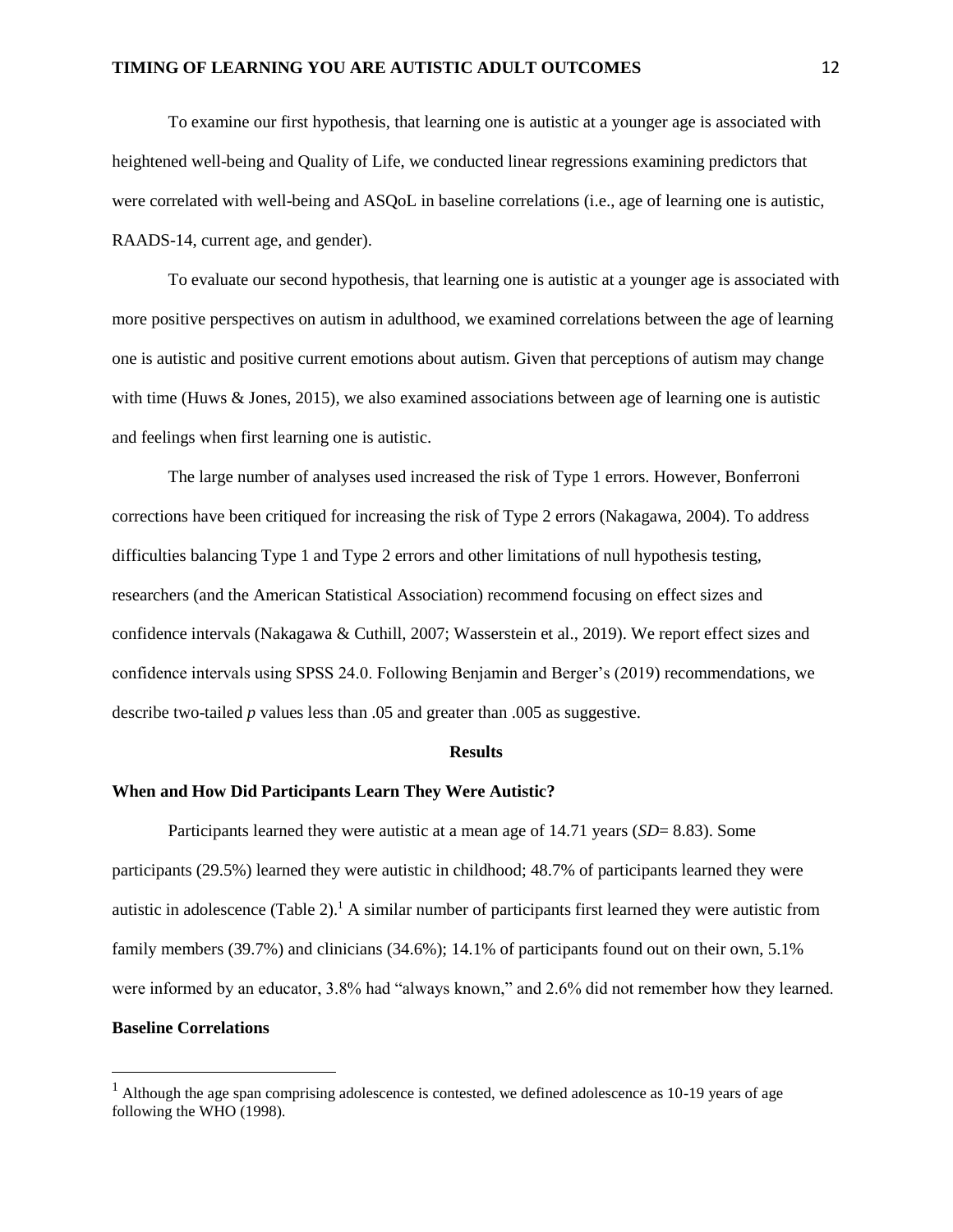To examine our first hypothesis, that learning one is autistic at a younger age is associated with heightened well-being and Quality of Life, we conducted linear regressions examining predictors that were correlated with well-being and ASQoL in baseline correlations (i.e., age of learning one is autistic, RAADS-14, current age, and gender).

To evaluate our second hypothesis, that learning one is autistic at a younger age is associated with more positive perspectives on autism in adulthood, we examined correlations between the age of learning one is autistic and positive current emotions about autism. Given that perceptions of autism may change with time (Huws & Jones, 2015), we also examined associations between age of learning one is autistic and feelings when first learning one is autistic.

The large number of analyses used increased the risk of Type 1 errors. However, Bonferroni corrections have been critiqued for increasing the risk of Type 2 errors (Nakagawa, 2004). To address difficulties balancing Type 1 and Type 2 errors and other limitations of null hypothesis testing, researchers (and the American Statistical Association) recommend focusing on effect sizes and confidence intervals (Nakagawa & Cuthill, 2007; Wasserstein et al., 2019). We report effect sizes and confidence intervals using SPSS 24.0. Following Benjamin and Berger's (2019) recommendations, we describe two-tailed *p* values less than .05 and greater than .005 as suggestive.

## Results

### When and How Did Participants Learn They Were Autistic?

Participants learned they were autistic at a mean age of 14.71 years (*SD*= 8.83). Some participants (29.5%) learned they were autistic in childhood; 48.7% of participants learned they were autistic in adolescence (Table 2).[1] A similar number of participants first learned they were autistic from family members (39.7%) and clinicians (34.6%); 14.1% of participants found out on their own, 5.1% were informed by an educator, 3.8% had "always known," and 2.6% did not remember how they learned.

### Baseline Correlations

[1] Although the age span comprising adolescence is contested, we defined adolescence as 10-19 years of age following the WHO (1998).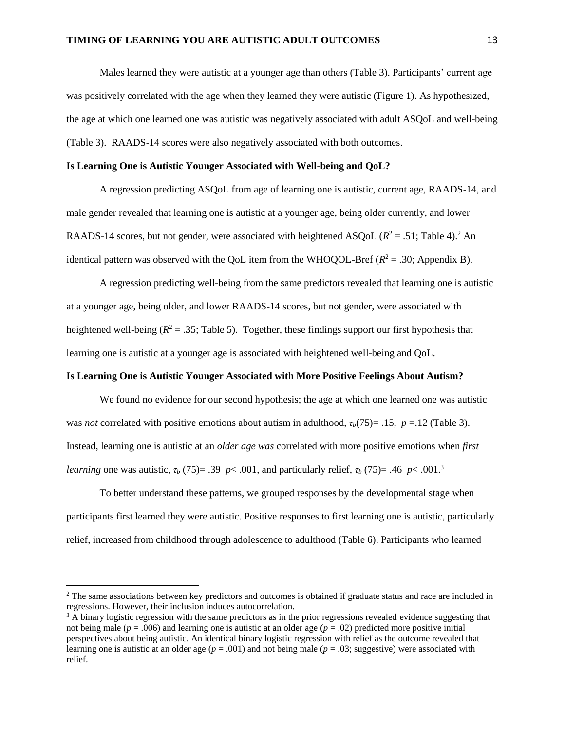Males learned they were autistic at a younger age than others (Table 3). Participants' current age was positively correlated with the age when they learned they were autistic (Figure 1). As hypothesized, the age at which one learned one was autistic was negatively associated with adult ASQoL and well-being (Table 3). RAADS-14 scores were also negatively associated with both outcomes.

## Is Learning One is Autistic Younger Associated with Well-being and QoL?

A regression predicting ASQoL from age of learning one is autistic, current age, RAADS-14, and male gender revealed that learning one is autistic at a younger age, being older currently, and lower RAADS-14 scores, but not gender, were associated with heightened ASQoL ($R^2$ = .51; Table 4).[2] An identical pattern was observed with the QoL item from the WHOQOL-Bref ($R^2$ = .30; Appendix B).

A regression predicting well-being from the same predictors revealed that learning one is autistic at a younger age, being older, and lower RAADS-14 scores, but not gender, were associated with heightened well-being ($R^2$ = .35; Table 5). Together, these findings support our first hypothesis that learning one is autistic at a younger age is associated with heightened well-being and QoL.

## Is Learning One is Autistic Younger Associated with More Positive Feelings About Autism?

We found no evidence for our second hypothesis; the age at which one learned one was autistic was *not* correlated with positive emotions about autism in adulthood, $\tau_b(75)$= .15, $p$ =.12 (Table 3). Instead, learning one is autistic at an *older age was* correlated with more positive emotions when *first learning* one was autistic, $\tau_b$ (75)= .39 $p$< .001, and particularly relief, $\tau_b$ (75)= .46 $p$< .001.[3]

To better understand these patterns, we grouped responses by the developmental stage when participants first learned they were autistic. Positive responses to first learning one is autistic, particularly relief, increased from childhood through adolescence to adulthood (Table 6). Participants who learned

---

[2] The same associations between key predictors and outcomes is obtained if graduate status and race are included in regressions. However, their inclusion induces autocorrelation.

[3] A binary logistic regression with the same predictors as in the prior regressions revealed evidence suggesting that not being male ($p$ = .006) and learning one is autistic at an older age ($p$ = .02) predicted more positive initial perspectives about being autistic. An identical binary logistic regression with relief as the outcome revealed that learning one is autistic at an older age ($p$ = .001) and not being male ($p$ = .03; suggestive) were associated with relief.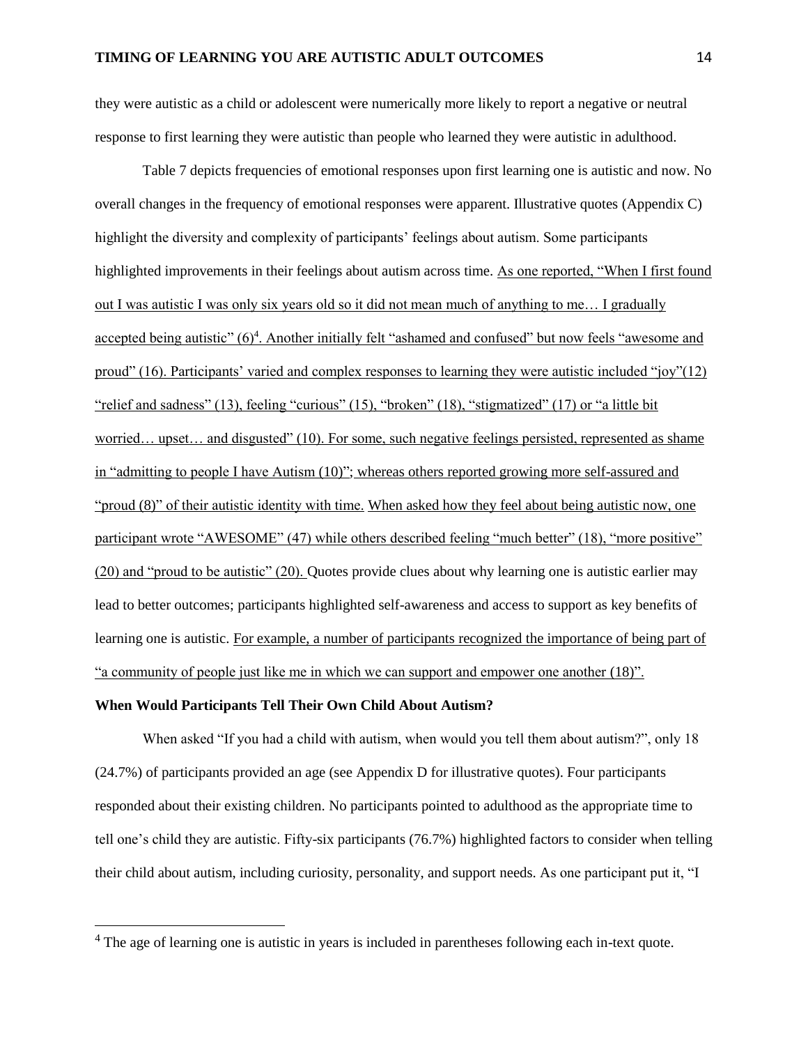they were autistic as a child or adolescent were numerically more likely to report a negative or neutral response to first learning they were autistic than people who learned they were autistic in adulthood.

Table 7 depicts frequencies of emotional responses upon first learning one is autistic and now. No overall changes in the frequency of emotional responses were apparent. Illustrative quotes (Appendix C) highlight the diversity and complexity of participants' feelings about autism. Some participants highlighted improvements in their feelings about autism across time. As one reported, "When I first found out I was autistic I was only six years old so it did not mean much of anything to me… I gradually accepted being autistic" (6)[4]. Another initially felt "ashamed and confused" but now feels "awesome and proud" (16). Participants' varied and complex responses to learning they were autistic included "joy"(12) "relief and sadness" (13), feeling "curious" (15), "broken" (18), "stigmatized" (17) or "a little bit worried… upset… and disgusted" (10). For some, such negative feelings persisted, represented as shame in "admitting to people I have Autism (10)"; whereas others reported growing more self-assured and "proud (8)" of their autistic identity with time. When asked how they feel about being autistic now, one participant wrote "AWESOME" (47) while others described feeling "much better" (18), "more positive" (20) and "proud to be autistic" (20). Quotes provide clues about why learning one is autistic earlier may lead to better outcomes; participants highlighted self-awareness and access to support as key benefits of learning one is autistic. For example, a number of participants recognized the importance of being part of "a community of people just like me in which we can support and empower one another (18)".

**When Would Participants Tell Their Own Child About Autism?**

When asked "If you had a child with autism, when would you tell them about autism?", only 18 (24.7%) of participants provided an age (see Appendix D for illustrative quotes). Four participants responded about their existing children. No participants pointed to adulthood as the appropriate time to tell one's child they are autistic. Fifty-six participants (76.7%) highlighted factors to consider when telling their child about autism, including curiosity, personality, and support needs. As one participant put it, "I

[4] The age of learning one is autistic in years is included in parentheses following each in-text quote.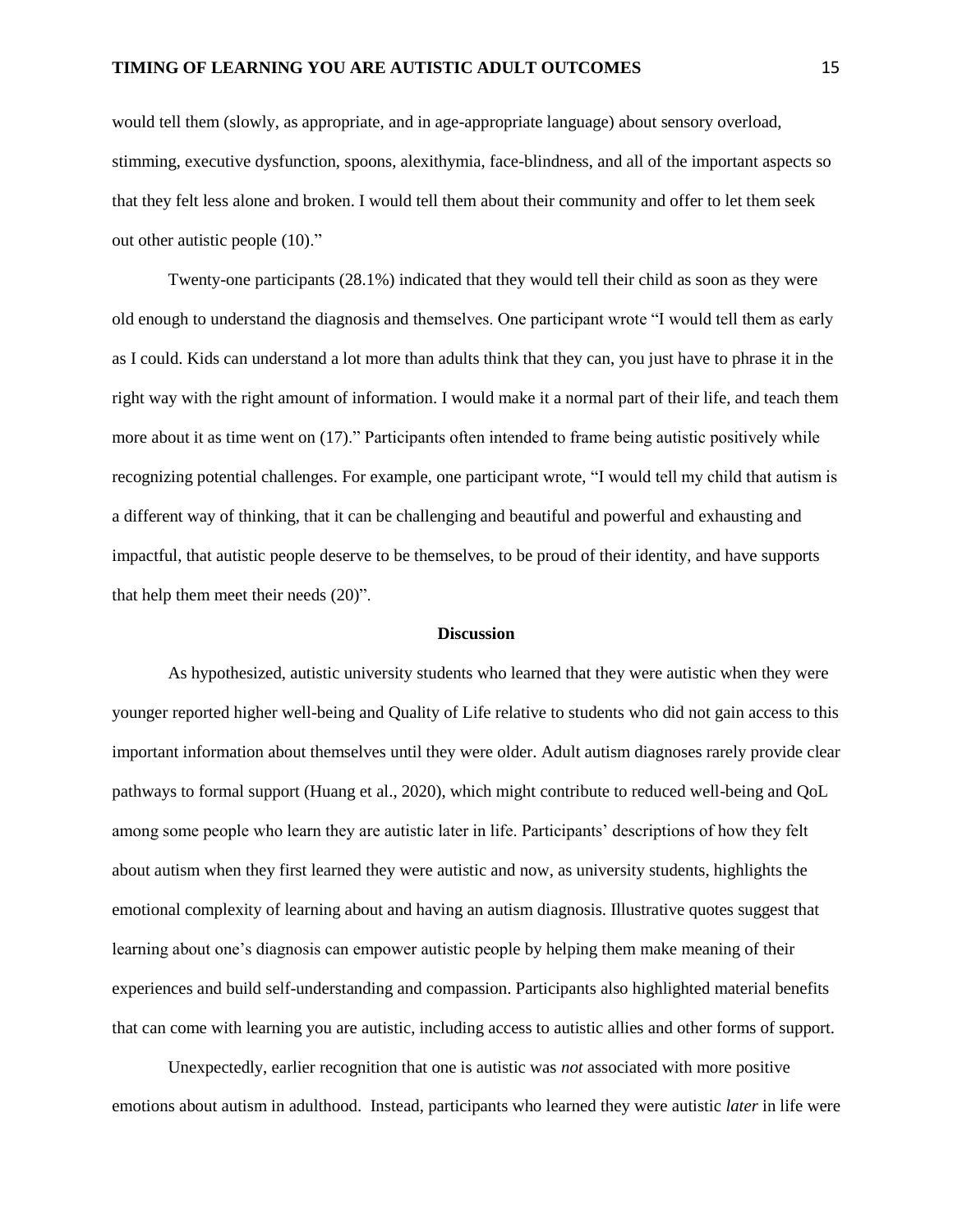would tell them (slowly, as appropriate, and in age-appropriate language) about sensory overload, stimming, executive dysfunction, spoons, alexithymia, face-blindness, and all of the important aspects so that they felt less alone and broken. I would tell them about their community and offer to let them seek out other autistic people (10)."

Twenty-one participants (28.1%) indicated that they would tell their child as soon as they were old enough to understand the diagnosis and themselves. One participant wrote "I would tell them as early as I could. Kids can understand a lot more than adults think that they can, you just have to phrase it in the right way with the right amount of information. I would make it a normal part of their life, and teach them more about it as time went on (17)." Participants often intended to frame being autistic positively while recognizing potential challenges. For example, one participant wrote, "I would tell my child that autism is a different way of thinking, that it can be challenging and beautiful and powerful and exhausting and impactful, that autistic people deserve to be themselves, to be proud of their identity, and have supports that help them meet their needs (20)".

## Discussion

As hypothesized, autistic university students who learned that they were autistic when they were younger reported higher well-being and Quality of Life relative to students who did not gain access to this important information about themselves until they were older. Adult autism diagnoses rarely provide clear pathways to formal support (Huang et al., 2020), which might contribute to reduced well-being and QoL among some people who learn they are autistic later in life. Participants' descriptions of how they felt about autism when they first learned they were autistic and now, as university students, highlights the emotional complexity of learning about and having an autism diagnosis. Illustrative quotes suggest that learning about one's diagnosis can empower autistic people by helping them make meaning of their experiences and build self-understanding and compassion. Participants also highlighted material benefits that can come with learning you are autistic, including access to autistic allies and other forms of support.

Unexpectedly, earlier recognition that one is autistic was *not* associated with more positive emotions about autism in adulthood. Instead, participants who learned they were autistic *later* in life were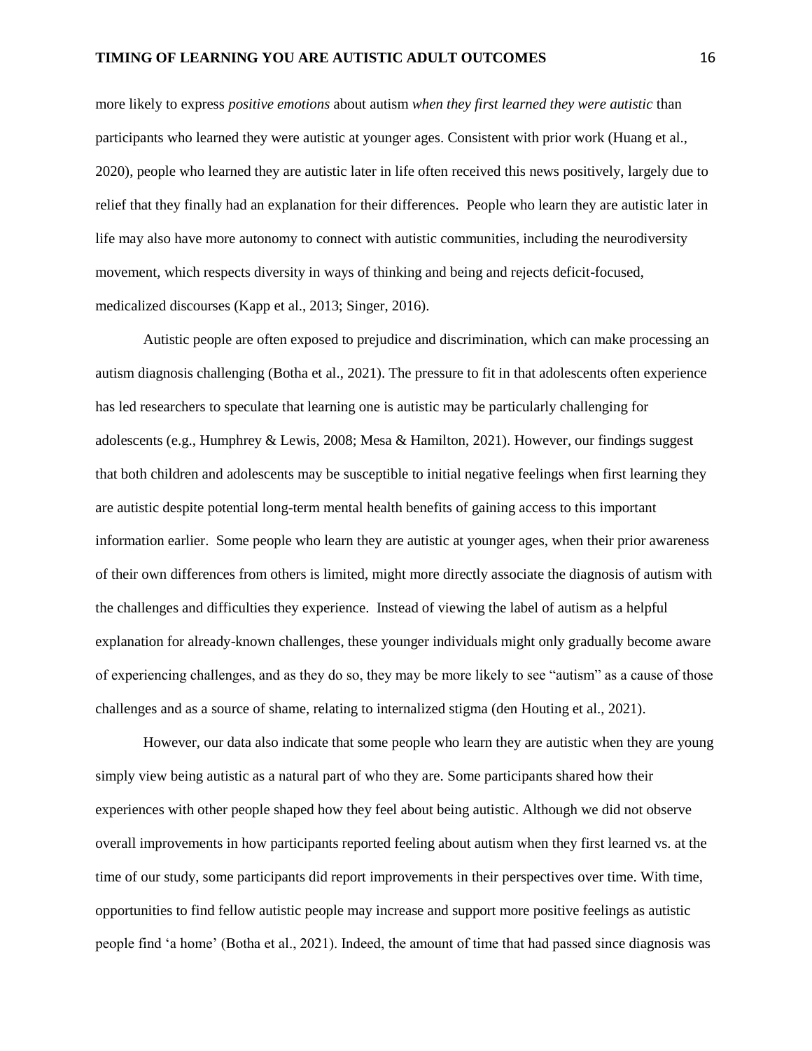more likely to express *positive emotions* about autism *when they first learned they were autistic* than participants who learned they were autistic at younger ages. Consistent with prior work (Huang et al., 2020), people who learned they are autistic later in life often received this news positively, largely due to relief that they finally had an explanation for their differences. People who learn they are autistic later in life may also have more autonomy to connect with autistic communities, including the neurodiversity movement, which respects diversity in ways of thinking and being and rejects deficit-focused, medicalized discourses (Kapp et al., 2013; Singer, 2016).

Autistic people are often exposed to prejudice and discrimination, which can make processing an autism diagnosis challenging (Botha et al., 2021). The pressure to fit in that adolescents often experience has led researchers to speculate that learning one is autistic may be particularly challenging for adolescents (e.g., Humphrey & Lewis, 2008; Mesa & Hamilton, 2021). However, our findings suggest that both children and adolescents may be susceptible to initial negative feelings when first learning they are autistic despite potential long-term mental health benefits of gaining access to this important information earlier. Some people who learn they are autistic at younger ages, when their prior awareness of their own differences from others is limited, might more directly associate the diagnosis of autism with the challenges and difficulties they experience. Instead of viewing the label of autism as a helpful explanation for already-known challenges, these younger individuals might only gradually become aware of experiencing challenges, and as they do so, they may be more likely to see "autism" as a cause of those challenges and as a source of shame, relating to internalized stigma (den Houting et al., 2021).

However, our data also indicate that some people who learn they are autistic when they are young simply view being autistic as a natural part of who they are. Some participants shared how their experiences with other people shaped how they feel about being autistic. Although we did not observe overall improvements in how participants reported feeling about autism when they first learned vs. at the time of our study, some participants did report improvements in their perspectives over time. With time, opportunities to find fellow autistic people may increase and support more positive feelings as autistic people find 'a home' (Botha et al., 2021). Indeed, the amount of time that had passed since diagnosis was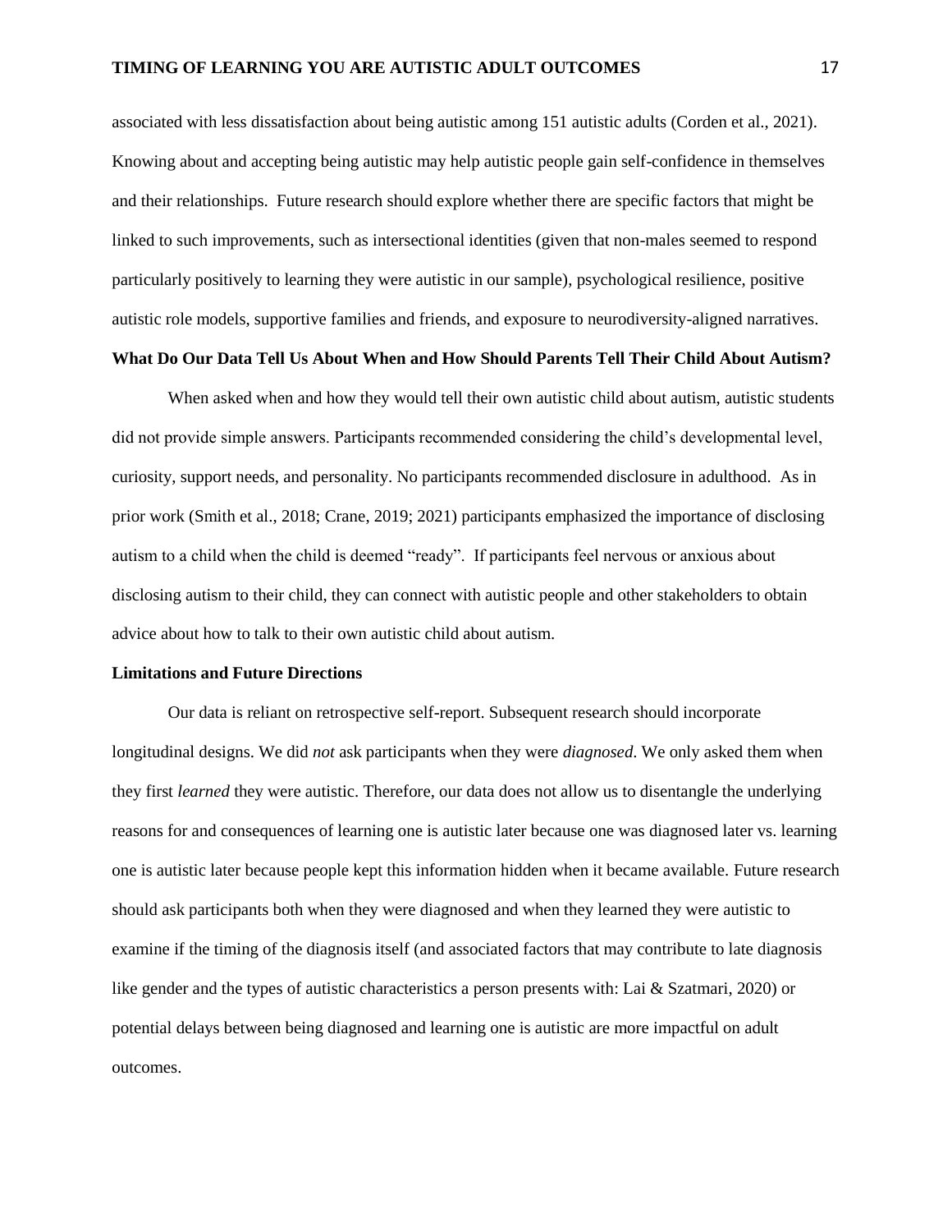associated with less dissatisfaction about being autistic among 151 autistic adults (Corden et al., 2021). Knowing about and accepting being autistic may help autistic people gain self-confidence in themselves and their relationships. Future research should explore whether there are specific factors that might be linked to such improvements, such as intersectional identities (given that non-males seemed to respond particularly positively to learning they were autistic in our sample), psychological resilience, positive autistic role models, supportive families and friends, and exposure to neurodiversity-aligned narratives.

### What Do Our Data Tell Us About When and How Should Parents Tell Their Child About Autism?

When asked when and how they would tell their own autistic child about autism, autistic students did not provide simple answers. Participants recommended considering the child's developmental level, curiosity, support needs, and personality. No participants recommended disclosure in adulthood. As in prior work (Smith et al., 2018; Crane, 2019; 2021) participants emphasized the importance of disclosing autism to a child when the child is deemed "ready". If participants feel nervous or anxious about disclosing autism to their child, they can connect with autistic people and other stakeholders to obtain advice about how to talk to their own autistic child about autism.

### Limitations and Future Directions

Our data is reliant on retrospective self-report. Subsequent research should incorporate longitudinal designs. We did *not* ask participants when they were *diagnosed*. We only asked them when they first *learned* they were autistic. Therefore, our data does not allow us to disentangle the underlying reasons for and consequences of learning one is autistic later because one was diagnosed later vs. learning one is autistic later because people kept this information hidden when it became available. Future research should ask participants both when they were diagnosed and when they learned they were autistic to examine if the timing of the diagnosis itself (and associated factors that may contribute to late diagnosis like gender and the types of autistic characteristics a person presents with: Lai & Szatmari, 2020) or potential delays between being diagnosed and learning one is autistic are more impactful on adult outcomes.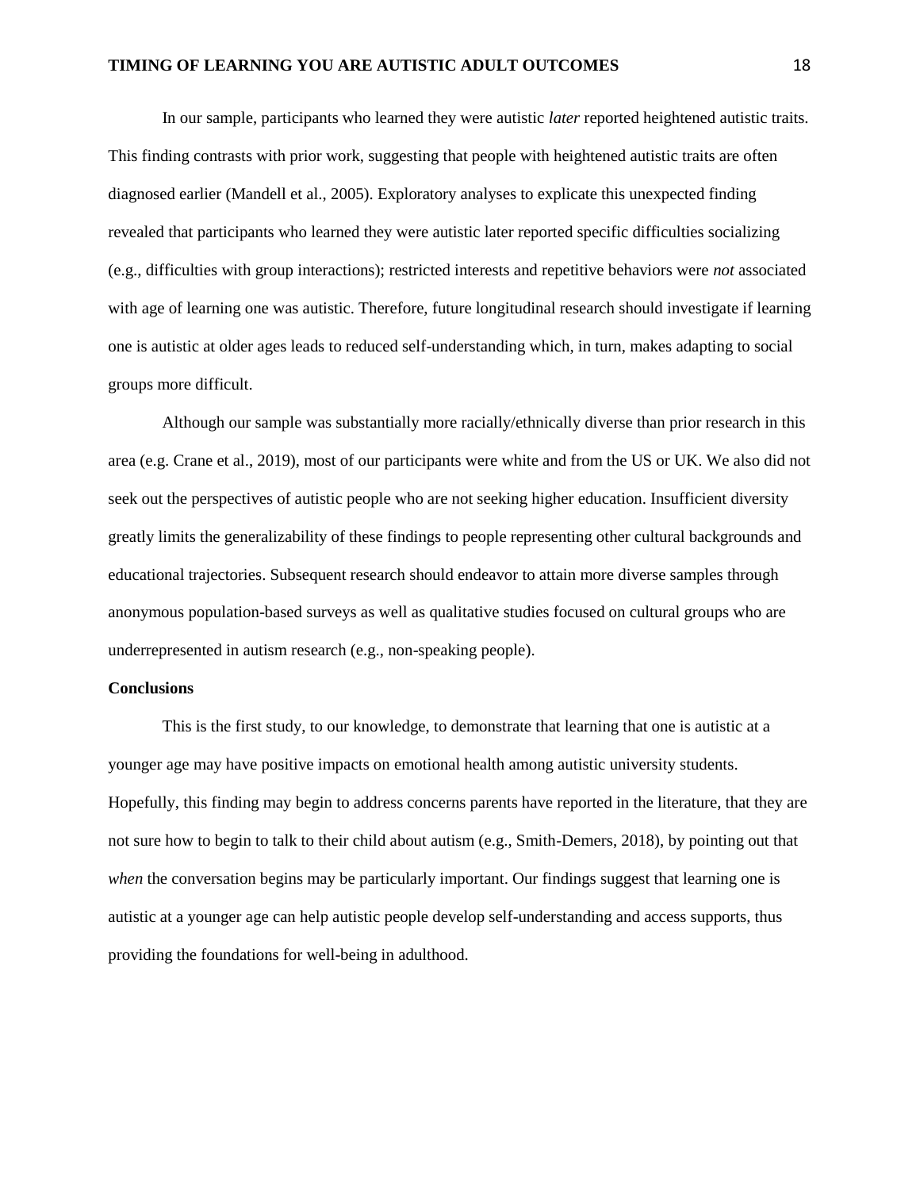In our sample, participants who learned they were autistic *later* reported heightened autistic traits. This finding contrasts with prior work, suggesting that people with heightened autistic traits are often diagnosed earlier (Mandell et al., 2005). Exploratory analyses to explicate this unexpected finding revealed that participants who learned they were autistic later reported specific difficulties socializing (e.g., difficulties with group interactions); restricted interests and repetitive behaviors were *not* associated with age of learning one was autistic. Therefore, future longitudinal research should investigate if learning one is autistic at older ages leads to reduced self-understanding which, in turn, makes adapting to social groups more difficult.

Although our sample was substantially more racially/ethnically diverse than prior research in this area (e.g. Crane et al., 2019), most of our participants were white and from the US or UK. We also did not seek out the perspectives of autistic people who are not seeking higher education. Insufficient diversity greatly limits the generalizability of these findings to people representing other cultural backgrounds and educational trajectories. Subsequent research should endeavor to attain more diverse samples through anonymous population-based surveys as well as qualitative studies focused on cultural groups who are underrepresented in autism research (e.g., non-speaking people).

**Conclusions**

This is the first study, to our knowledge, to demonstrate that learning that one is autistic at a younger age may have positive impacts on emotional health among autistic university students. Hopefully, this finding may begin to address concerns parents have reported in the literature, that they are not sure how to begin to talk to their child about autism (e.g., Smith-Demers, 2018), by pointing out that *when* the conversation begins may be particularly important. Our findings suggest that learning one is autistic at a younger age can help autistic people develop self-understanding and access supports, thus providing the foundations for well-being in adulthood.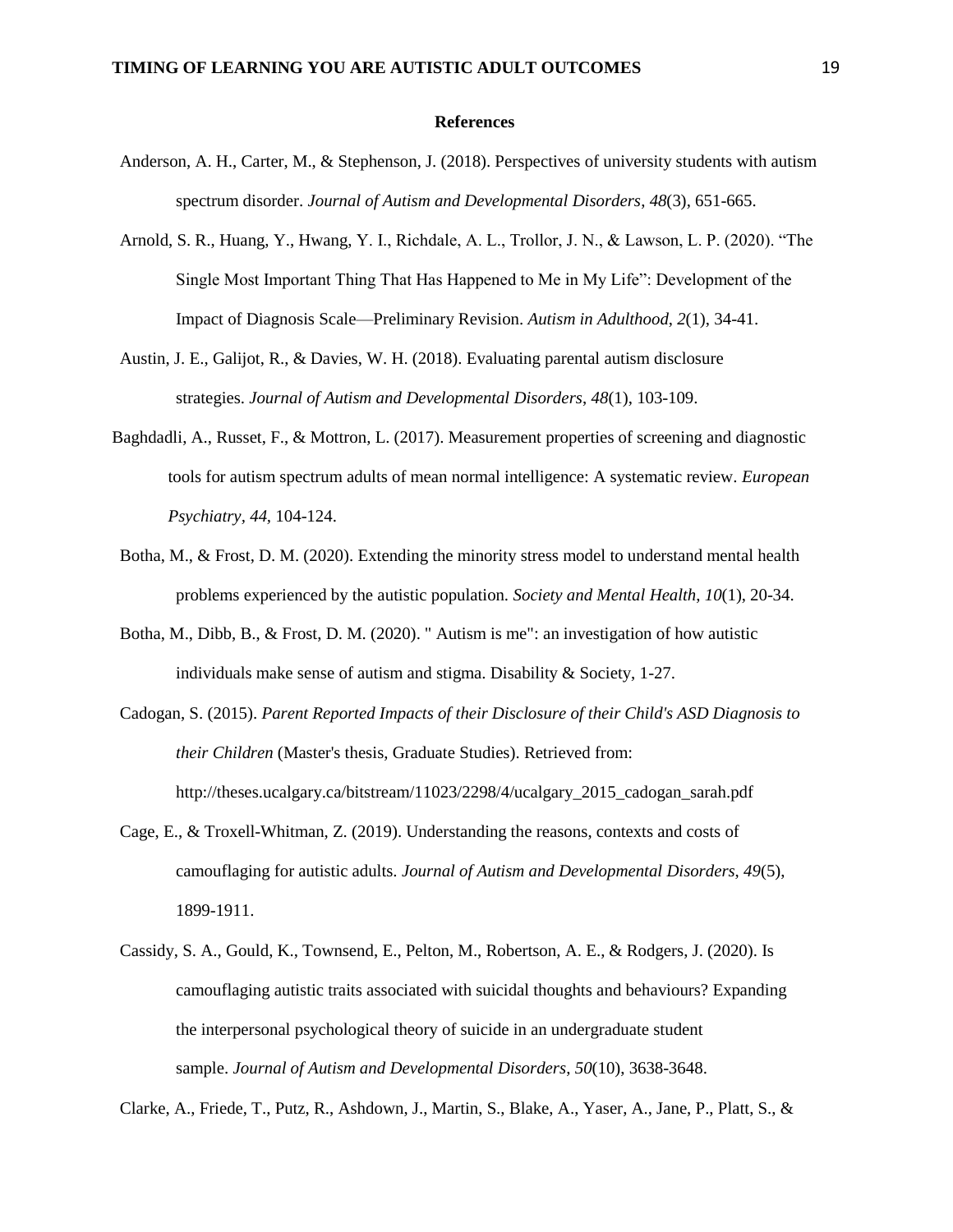**References**

Anderson, A. H., Carter, M., & Stephenson, J. (2018). Perspectives of university students with autism spectrum disorder. *Journal of Autism and Developmental Disorders*, *48*(3), 651-665.

Arnold, S. R., Huang, Y., Hwang, Y. I., Richdale, A. L., Trollor, J. N., & Lawson, L. P. (2020). "The Single Most Important Thing That Has Happened to Me in My Life": Development of the Impact of Diagnosis Scale—Preliminary Revision. *Autism in Adulthood*, *2*(1), 34-41.

Austin, J. E., Galijot, R., & Davies, W. H. (2018). Evaluating parental autism disclosure strategies. *Journal of Autism and Developmental Disorders*, *48*(1), 103-109.

Baghdadli, A., Russet, F., & Mottron, L. (2017). Measurement properties of screening and diagnostic tools for autism spectrum adults of mean normal intelligence: A systematic review. *European Psychiatry*, *44*, 104-124.

Botha, M., & Frost, D. M. (2020). Extending the minority stress model to understand mental health problems experienced by the autistic population. *Society and Mental Health*, *10*(1), 20-34.

Botha, M., Dibb, B., & Frost, D. M. (2020). " Autism is me": an investigation of how autistic individuals make sense of autism and stigma. Disability & Society, 1-27.

Cadogan, S. (2015). *Parent Reported Impacts of their Disclosure of their Child's ASD Diagnosis to their Children* (Master's thesis, Graduate Studies). Retrieved from: http://theses.ucalgary.ca/bitstream/11023/2298/4/ucalgary_2015_cadogan_sarah.pdf

Cage, E., & Troxell-Whitman, Z. (2019). Understanding the reasons, contexts and costs of camouflaging for autistic adults. *Journal of Autism and Developmental Disorders*, *49*(5), 1899-1911.

Cassidy, S. A., Gould, K., Townsend, E., Pelton, M., Robertson, A. E., & Rodgers, J. (2020). Is camouflaging autistic traits associated with suicidal thoughts and behaviours? Expanding the interpersonal psychological theory of suicide in an undergraduate student sample. *Journal of Autism and Developmental Disorders*, *50*(10), 3638-3648.

Clarke, A., Friede, T., Putz, R., Ashdown, J., Martin, S., Blake, A., Yaser, A., Jane, P., Platt, S., &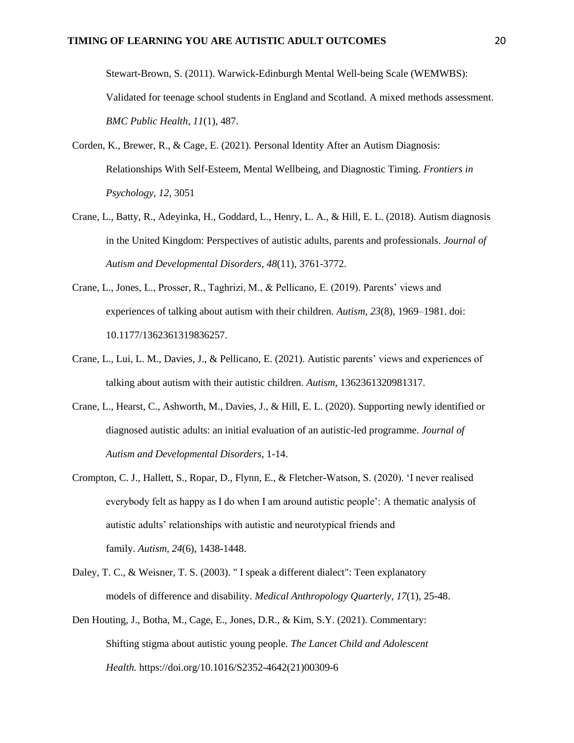Stewart-Brown, S. (2011). Warwick-Edinburgh Mental Well-being Scale (WEMWBS): Validated for teenage school students in England and Scotland. A mixed methods assessment. *BMC Public Health*, *11*(1), 487.

Corden, K., Brewer, R., & Cage, E. (2021). Personal Identity After an Autism Diagnosis: Relationships With Self-Esteem, Mental Wellbeing, and Diagnostic Timing. *Frontiers in Psychology*, *12*, 3051

Crane, L., Batty, R., Adeyinka, H., Goddard, L., Henry, L. A., & Hill, E. L. (2018). Autism diagnosis in the United Kingdom: Perspectives of autistic adults, parents and professionals. *Journal of Autism and Developmental Disorders*, *48*(11), 3761-3772.

Crane, L., Jones, L., Prosser, R., Taghrizi, M., & Pellicano, E. (2019). Parents' views and experiences of talking about autism with their children. *Autism*, *23*(8), 1969–1981. doi: 10.1177/1362361319836257.

Crane, L., Lui, L. M., Davies, J., & Pellicano, E. (2021). Autistic parents' views and experiences of talking about autism with their autistic children. *Autism*, 1362361320981317.

Crane, L., Hearst, C., Ashworth, M., Davies, J., & Hill, E. L. (2020). Supporting newly identified or diagnosed autistic adults: an initial evaluation of an autistic-led programme. *Journal of Autism and Developmental Disorders*, 1-14.

Crompton, C. J., Hallett, S., Ropar, D., Flynn, E., & Fletcher-Watson, S. (2020). 'I never realised everybody felt as happy as I do when I am around autistic people': A thematic analysis of autistic adults' relationships with autistic and neurotypical friends and family. *Autism*, *24*(6), 1438-1448.

Daley, T. C., & Weisner, T. S. (2003). " I speak a different dialect": Teen explanatory models of difference and disability. *Medical Anthropology Quarterly*, *17*(1), 25-48.

Den Houting, J., Botha, M., Cage, E., Jones, D.R., & Kim, S.Y. (2021). Commentary: Shifting stigma about autistic young people. *The Lancet Child and Adolescent Health.* https://doi.org/10.1016/S2352-4642(21)00309-6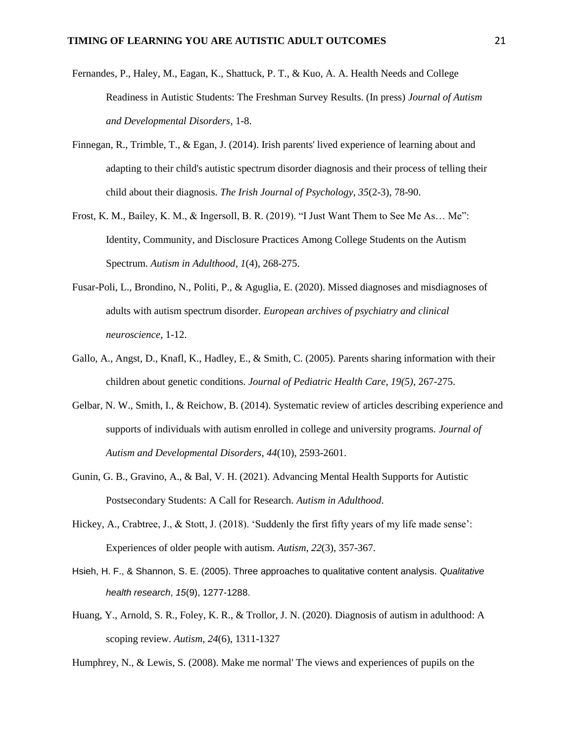Fernandes, P., Haley, M., Eagan, K., Shattuck, P. T., & Kuo, A. A. Health Needs and College Readiness in Autistic Students: The Freshman Survey Results. (In press) *Journal of Autism and Developmental Disorders*, 1-8.

Finnegan, R., Trimble, T., & Egan, J. (2014). Irish parents' lived experience of learning about and adapting to their child's autistic spectrum disorder diagnosis and their process of telling their child about their diagnosis. *The Irish Journal of Psychology*, *35*(2-3), 78-90.

Frost, K. M., Bailey, K. M., & Ingersoll, B. R. (2019). "I Just Want Them to See Me As… Me": Identity, Community, and Disclosure Practices Among College Students on the Autism Spectrum. *Autism in Adulthood*, *1*(4), 268-275.

Fusar-Poli, L., Brondino, N., Politi, P., & Aguglia, E. (2020). Missed diagnoses and misdiagnoses of adults with autism spectrum disorder. *European archives of psychiatry and clinical neuroscience*, 1-12.

Gallo, A., Angst, D., Knafl, K., Hadley, E., & Smith, C. (2005). Parents sharing information with their children about genetic conditions. *Journal of Pediatric Health Care, 19(5)*, 267-275.

Gelbar, N. W., Smith, I., & Reichow, B. (2014). Systematic review of articles describing experience and supports of individuals with autism enrolled in college and university programs. *Journal of Autism and Developmental Disorders*, *44*(10), 2593-2601.

Gunin, G. B., Gravino, A., & Bal, V. H. (2021). Advancing Mental Health Supports for Autistic Postsecondary Students: A Call for Research. *Autism in Adulthood*.

Hickey, A., Crabtree, J., & Stott, J. (2018). 'Suddenly the first fifty years of my life made sense': Experiences of older people with autism. *Autism*, *22*(3), 357-367.

Hsieh, H. F., & Shannon, S. E. (2005). Three approaches to qualitative content analysis. *Qualitative health research*, *15*(9), 1277-1288.

Huang, Y., Arnold, S. R., Foley, K. R., & Trollor, J. N. (2020). Diagnosis of autism in adulthood: A scoping review. *Autism*, *24*(6), 1311-1327

Humphrey, N., & Lewis, S. (2008). Make me normal' The views and experiences of pupils on the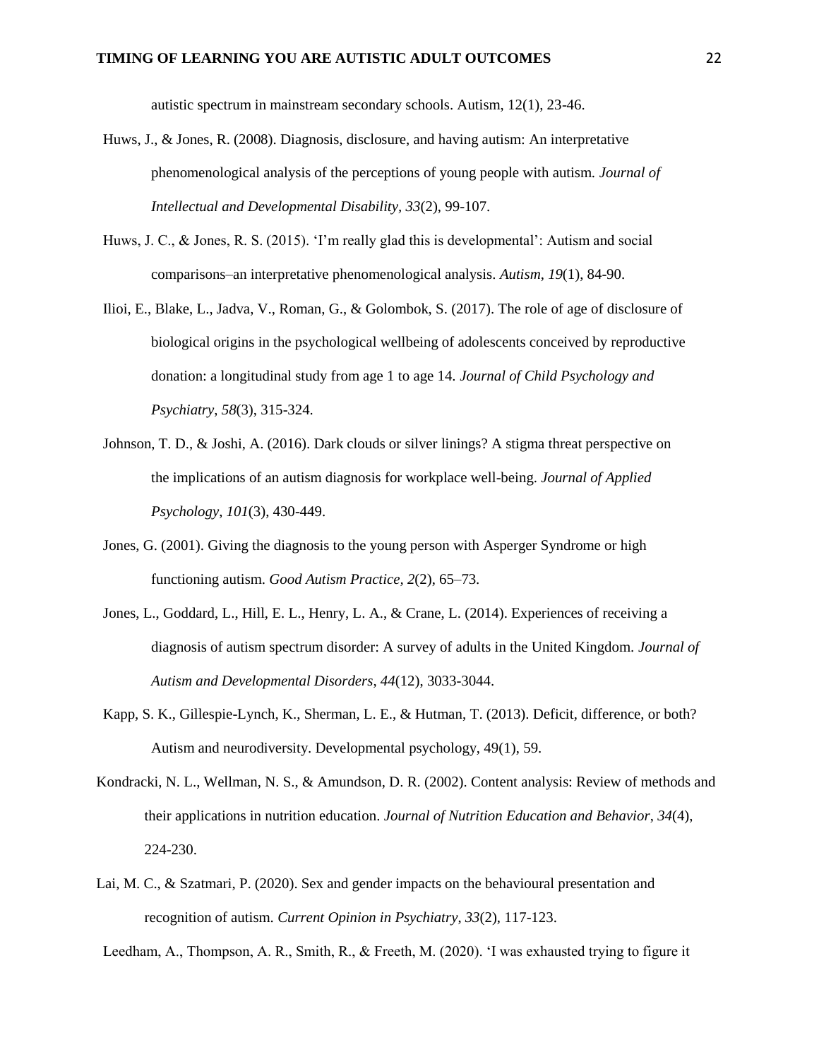autistic spectrum in mainstream secondary schools. Autism, 12(1), 23-46.

Huws, J., & Jones, R. (2008). Diagnosis, disclosure, and having autism: An interpretative phenomenological analysis of the perceptions of young people with autism. *Journal of Intellectual and Developmental Disability, 33*(2), 99-107.

Huws, J. C., & Jones, R. S. (2015). 'I'm really glad this is developmental': Autism and social comparisons–an interpretative phenomenological analysis. *Autism*, *19*(1), 84-90.

Ilioi, E., Blake, L., Jadva, V., Roman, G., & Golombok, S. (2017). The role of age of disclosure of biological origins in the psychological wellbeing of adolescents conceived by reproductive donation: a longitudinal study from age 1 to age 14. *Journal of Child Psychology and Psychiatry*, *58*(3), 315-324.

Johnson, T. D., & Joshi, A. (2016). Dark clouds or silver linings? A stigma threat perspective on the implications of an autism diagnosis for workplace well-being. *Journal of Applied Psychology*, *101*(3), 430-449.

Jones, G. (2001). Giving the diagnosis to the young person with Asperger Syndrome or high functioning autism. *Good Autism Practice, 2*(2), 65–73.

Jones, L., Goddard, L., Hill, E. L., Henry, L. A., & Crane, L. (2014). Experiences of receiving a diagnosis of autism spectrum disorder: A survey of adults in the United Kingdom. *Journal of Autism and Developmental Disorders*, *44*(12), 3033-3044.

Kapp, S. K., Gillespie-Lynch, K., Sherman, L. E., & Hutman, T. (2013). Deficit, difference, or both? Autism and neurodiversity. Developmental psychology, 49(1), 59.

Kondracki, N. L., Wellman, N. S., & Amundson, D. R. (2002). Content analysis: Review of methods and their applications in nutrition education. *Journal of Nutrition Education and Behavior*, *34*(4), 224-230.

Lai, M. C., & Szatmari, P. (2020). Sex and gender impacts on the behavioural presentation and recognition of autism. *Current Opinion in Psychiatry*, *33*(2), 117-123.

Leedham, A., Thompson, A. R., Smith, R., & Freeth, M. (2020). 'I was exhausted trying to figure it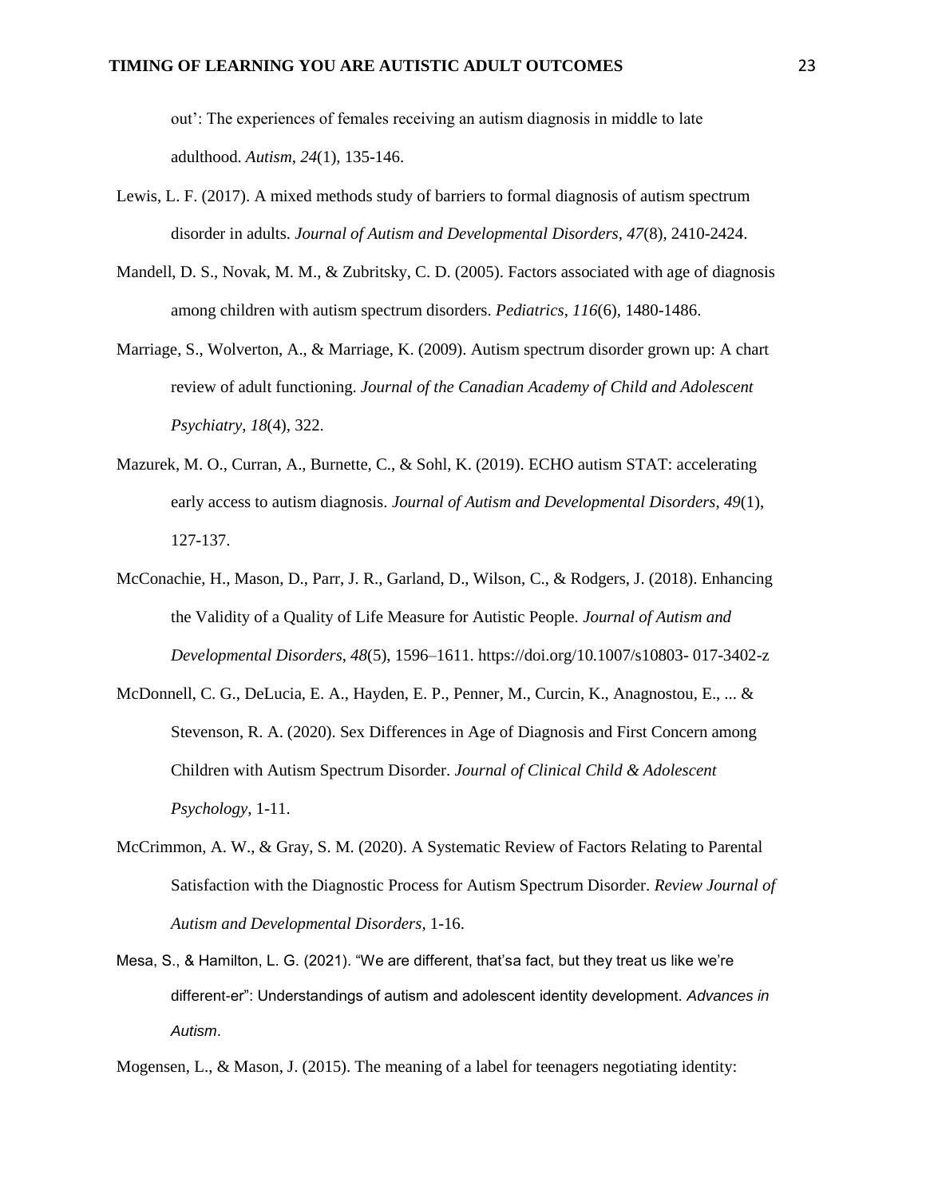out': The experiences of females receiving an autism diagnosis in middle to late adulthood. *Autism*, *24*(1), 135-146.

Lewis, L. F. (2017). A mixed methods study of barriers to formal diagnosis of autism spectrum disorder in adults. *Journal of Autism and Developmental Disorders*, *47*(8), 2410-2424.

Mandell, D. S., Novak, M. M., & Zubritsky, C. D. (2005). Factors associated with age of diagnosis among children with autism spectrum disorders. *Pediatrics*, *116*(6), 1480-1486.

Marriage, S., Wolverton, A., & Marriage, K. (2009). Autism spectrum disorder grown up: A chart review of adult functioning. *Journal of the Canadian Academy of Child and Adolescent Psychiatry*, *18*(4), 322.

Mazurek, M. O., Curran, A., Burnette, C., & Sohl, K. (2019). ECHO autism STAT: accelerating early access to autism diagnosis. *Journal of Autism and Developmental Disorders*, *49*(1), 127-137.

McConachie, H., Mason, D., Parr, J. R., Garland, D., Wilson, C., & Rodgers, J. (2018). Enhancing the Validity of a Quality of Life Measure for Autistic People. *Journal of Autism and Developmental Disorders*, *48*(5), 1596–1611. https://doi.org/10.1007/s10803- 017-3402-z

McDonnell, C. G., DeLucia, E. A., Hayden, E. P., Penner, M., Curcin, K., Anagnostou, E., ... & Stevenson, R. A. (2020). Sex Differences in Age of Diagnosis and First Concern among Children with Autism Spectrum Disorder. *Journal of Clinical Child & Adolescent Psychology*, 1-11.

McCrimmon, A. W., & Gray, S. M. (2020). A Systematic Review of Factors Relating to Parental Satisfaction with the Diagnostic Process for Autism Spectrum Disorder. *Review Journal of Autism and Developmental Disorders*, 1-16.

Mesa, S., & Hamilton, L. G. (2021). "We are different, that'sa fact, but they treat us like we're different-er": Understandings of autism and adolescent identity development. *Advances in Autism*.

Mogensen, L., & Mason, J. (2015). The meaning of a label for teenagers negotiating identity: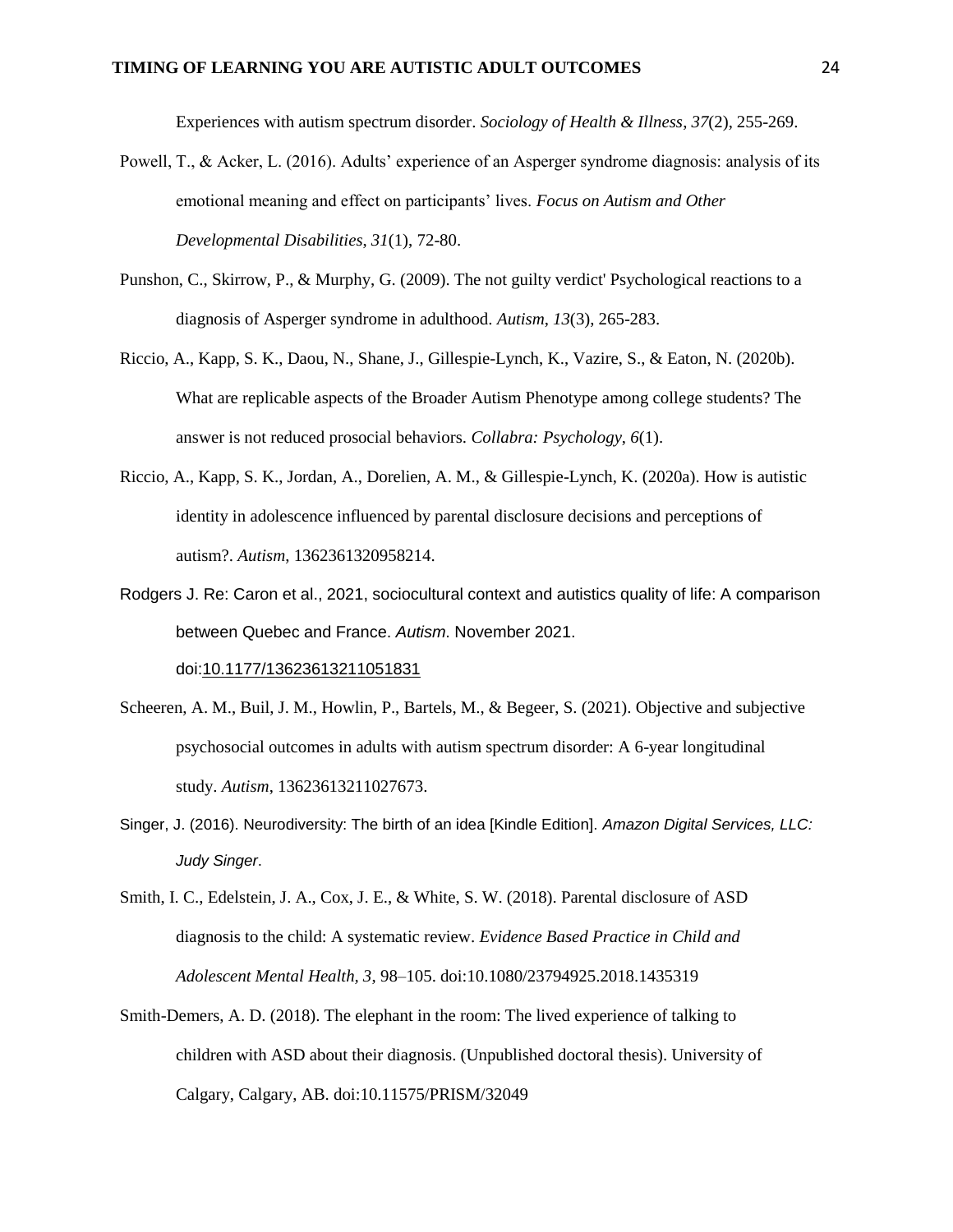Experiences with autism spectrum disorder. *Sociology of Health & Illness*, *37*(2), 255-269.

Powell, T., & Acker, L. (2016). Adults' experience of an Asperger syndrome diagnosis: analysis of its emotional meaning and effect on participants' lives. *Focus on Autism and Other Developmental Disabilities*, *31*(1), 72-80.

Punshon, C., Skirrow, P., & Murphy, G. (2009). The not guilty verdict' Psychological reactions to a diagnosis of Asperger syndrome in adulthood. *Autism*, *13*(3), 265-283.

Riccio, A., Kapp, S. K., Daou, N., Shane, J., Gillespie-Lynch, K., Vazire, S., & Eaton, N. (2020b). What are replicable aspects of the Broader Autism Phenotype among college students? The answer is not reduced prosocial behaviors. *Collabra: Psychology*, *6*(1).

Riccio, A., Kapp, S. K., Jordan, A., Dorelien, A. M., & Gillespie-Lynch, K. (2020a). How is autistic identity in adolescence influenced by parental disclosure decisions and perceptions of autism?. *Autism*, 1362361320958214.

Rodgers J. Re: Caron et al., 2021, sociocultural context and autistics quality of life: A comparison between Quebec and France. *Autism*. November 2021. doi:10.1177/13623613211051831

Scheeren, A. M., Buil, J. M., Howlin, P., Bartels, M., & Begeer, S. (2021). Objective and subjective psychosocial outcomes in adults with autism spectrum disorder: A 6-year longitudinal study. *Autism*, 13623613211027673.

Singer, J. (2016). Neurodiversity: The birth of an idea [Kindle Edition]. *Amazon Digital Services, LLC: Judy Singer*.

Smith, I. C., Edelstein, J. A., Cox, J. E., & White, S. W. (2018). Parental disclosure of ASD diagnosis to the child: A systematic review. *Evidence Based Practice in Child and Adolescent Mental Health, 3*, 98–105. doi:10.1080/23794925.2018.1435319

Smith-Demers, A. D. (2018). The elephant in the room: The lived experience of talking to children with ASD about their diagnosis. (Unpublished doctoral thesis). University of Calgary, Calgary, AB. doi:10.11575/PRISM/32049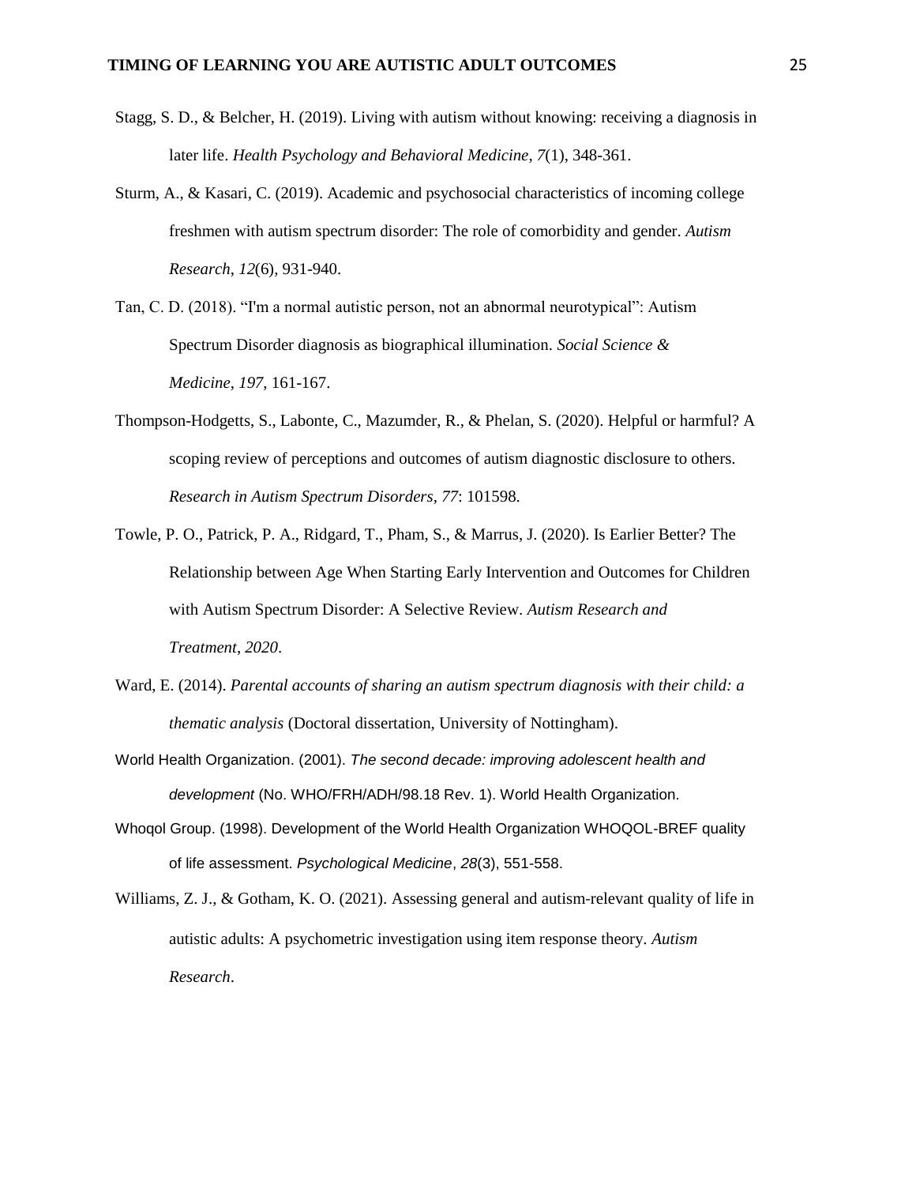Stagg, S. D., & Belcher, H. (2019). Living with autism without knowing: receiving a diagnosis in later life. *Health Psychology and Behavioral Medicine*, *7*(1), 348-361.

Sturm, A., & Kasari, C. (2019). Academic and psychosocial characteristics of incoming college freshmen with autism spectrum disorder: The role of comorbidity and gender. *Autism Research*, *12*(6), 931-940.

Tan, C. D. (2018). "I'm a normal autistic person, not an abnormal neurotypical": Autism Spectrum Disorder diagnosis as biographical illumination. *Social Science & Medicine*, *197*, 161-167.

Thompson-Hodgetts, S., Labonte, C., Mazumder, R., & Phelan, S. (2020). Helpful or harmful? A scoping review of perceptions and outcomes of autism diagnostic disclosure to others. *Research in Autism Spectrum Disorders*, *77*: 101598.

Towle, P. O., Patrick, P. A., Ridgard, T., Pham, S., & Marrus, J. (2020). Is Earlier Better? The Relationship between Age When Starting Early Intervention and Outcomes for Children with Autism Spectrum Disorder: A Selective Review. *Autism Research and Treatment, 2020*.

Ward, E. (2014). *Parental accounts of sharing an autism spectrum diagnosis with their child: a thematic analysis* (Doctoral dissertation, University of Nottingham).

World Health Organization. (2001). *The second decade: improving adolescent health and development* (No. WHO/FRH/ADH/98.18 Rev. 1). World Health Organization.

Whoqol Group. (1998). Development of the World Health Organization WHOQOL-BREF quality of life assessment. *Psychological Medicine*, *28*(3), 551-558.

Williams, Z. J., & Gotham, K. O. (2021). Assessing general and autism-relevant quality of life in autistic adults: A psychometric investigation using item response theory. *Autism Research*.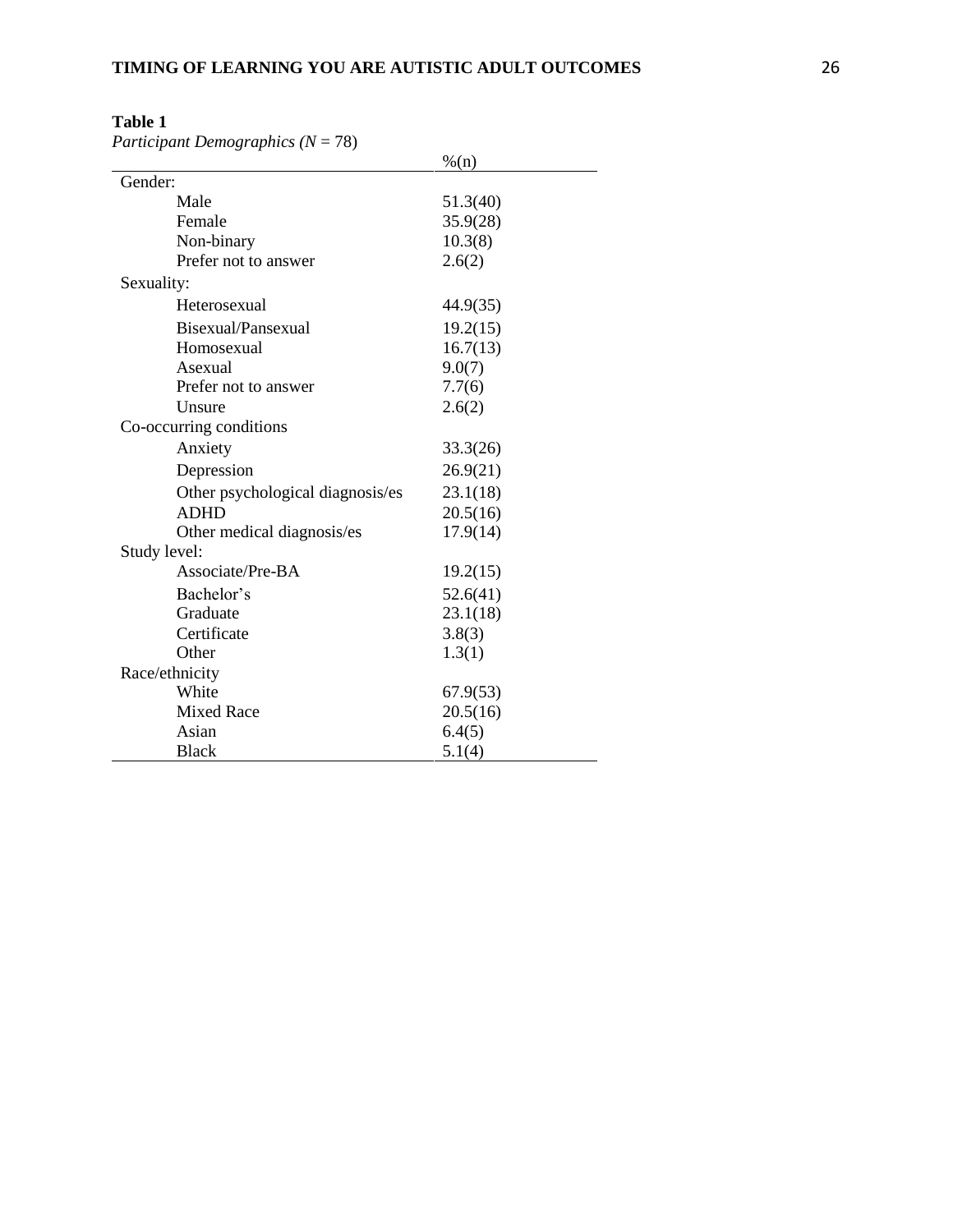**Table 1**

*Participant Demographics (N = 78)*

| | %(n) |
|---|---|
| Gender: | |
| Male | 51.3(40) |
| Female | 35.9(28) |
| Non-binary | 10.3(8) |
| Prefer not to answer | 2.6(2) |
| Sexuality: | |
| Heterosexual | 44.9(35) |
| Bisexual/Pansexual | 19.2(15) |
| Homosexual | 16.7(13) |
| Asexual | 9.0(7) |
| Prefer not to answer | 7.7(6) |
| Unsure | 2.6(2) |
| Co-occurring conditions | |
| Anxiety | 33.3(26) |
| Depression | 26.9(21) |
| Other psychological diagnosis/es | 23.1(18) |
| ADHD | 20.5(16) |
| Other medical diagnosis/es | 17.9(14) |
| Study level: | |
| Associate/Pre-BA | 19.2(15) |
| Bachelor's | 52.6(41) |
| Graduate | 23.1(18) |
| Certificate | 3.8(3) |
| Other | 1.3(1) |
| Race/ethnicity | |
| White | 67.9(53) |
| Mixed Race | 20.5(16) |
| Asian | 6.4(5) |
| Black | 5.1(4) |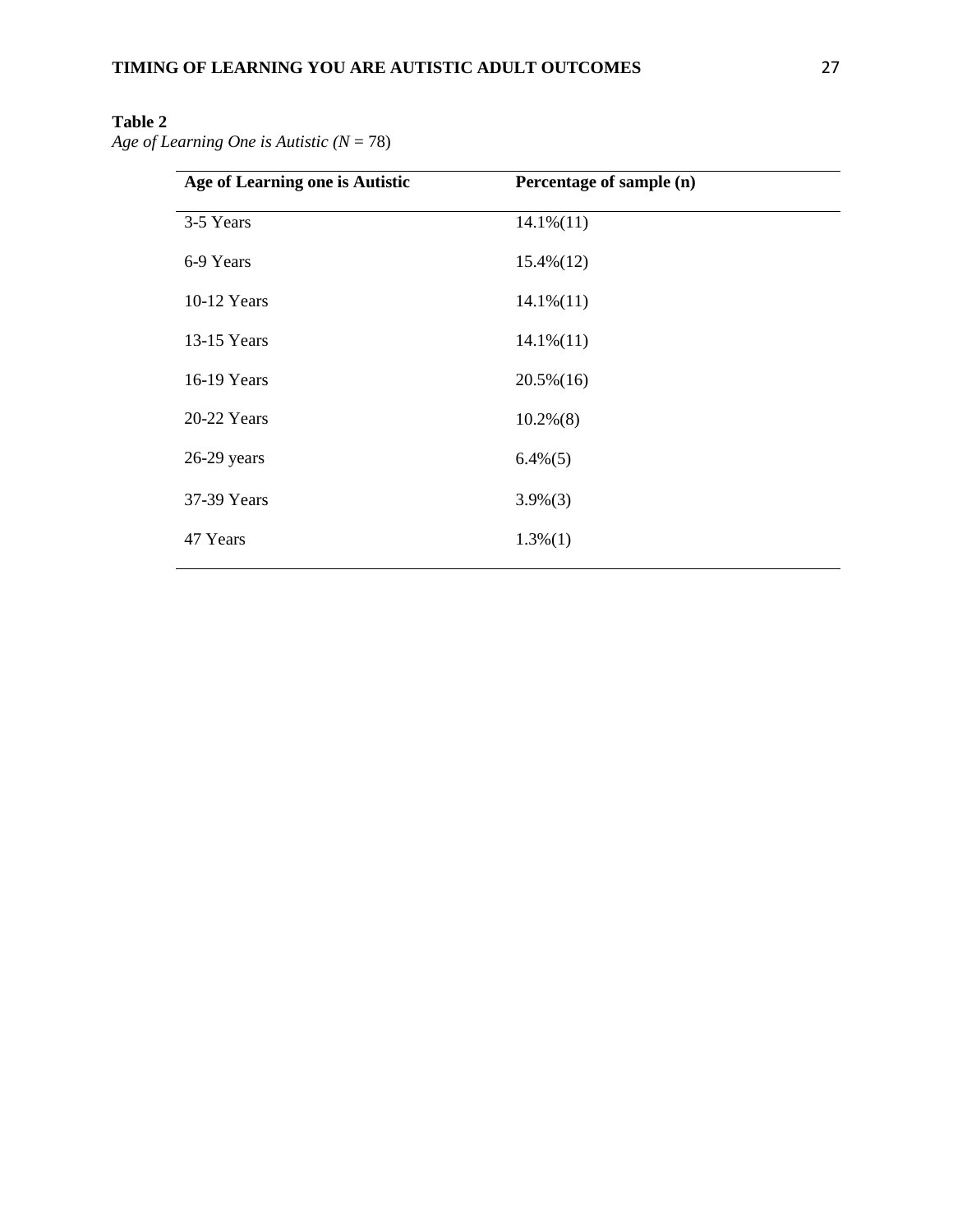**Table 2**

*Age of Learning One is Autistic (N* = 78)

| Age of Learning one is Autistic | Percentage of sample (n) |
|---|---|
| 3-5 Years | 14.1%(11) |
| 6-9 Years | 15.4%(12) |
| 10-12 Years | 14.1%(11) |
| 13-15 Years | 14.1%(11) |
| 16-19 Years | 20.5%(16) |
| 20-22 Years | 10.2%(8) |
| 26-29 years | 6.4%(5) |
| 37-39 Years | 3.9%(3) |
| 47 Years | 1.3%(1) |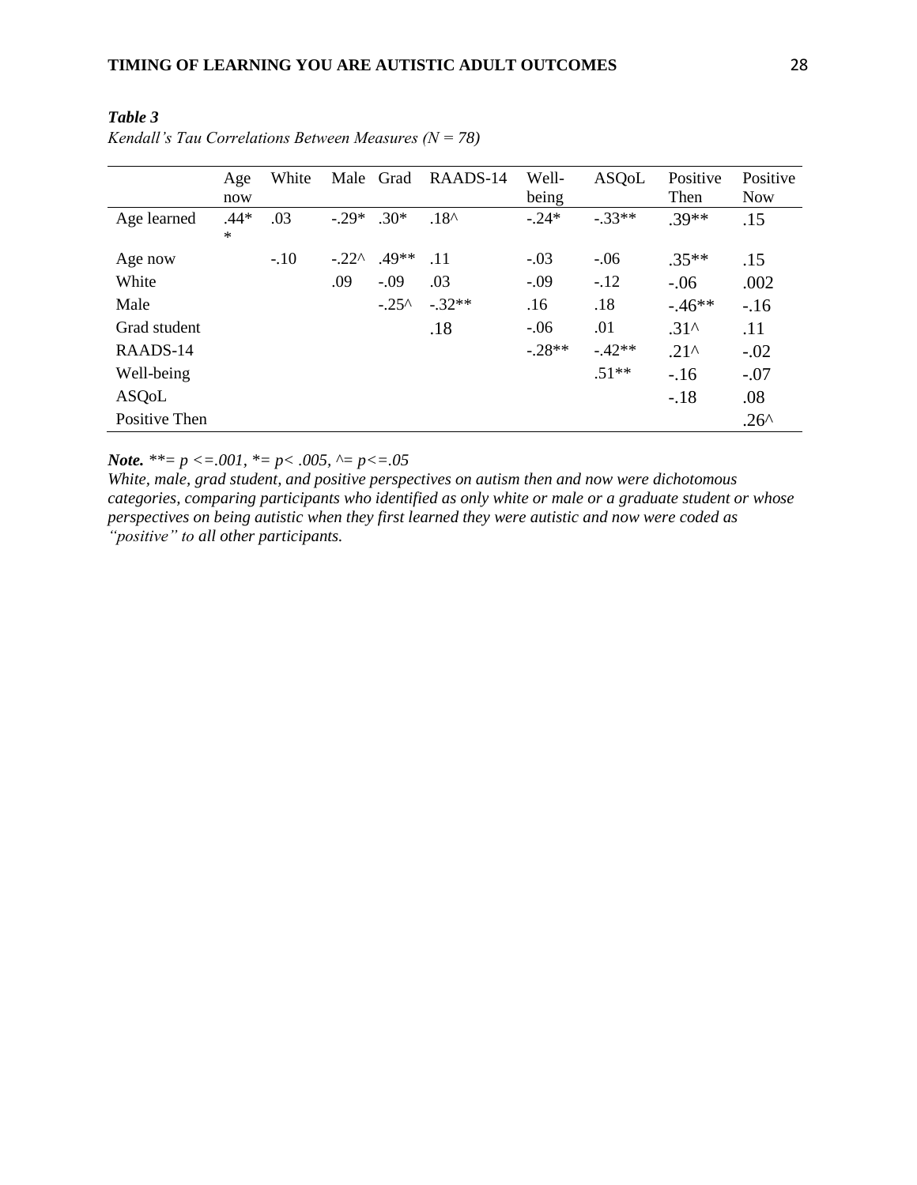***Table 3***

*Kendall's Tau Correlations Between Measures (N = 78)*

| | Age now | White | Male | Grad | RAADS-14 | Well-being | ASQoL | Positive Then | Positive Now |
|---|---|---|---|---|---|---|---|---|---|
| Age learned | .44** | .03 | -.29* | .30* | .18^ | -.24* | -.33** | .39** | .15 |
| Age now | | -.10 | -.22^ | .49** | .11 | -.03 | -.06 | .35** | .15 |
| White | | | .09 | -.09 | .03 | -.09 | -.12 | -.06 | .002 |
| Male | | | | -.25^ | -.32** | .16 | .18 | -.46** | -.16 |
| Grad student | | | | | .18 | -.06 | .01 | .31^ | .11 |
| RAADS-14 | | | | | | -.28** | -.42** | .21^ | -.02 |
| Well-being | | | | | | | .51** | -.16 | -.07 |
| ASQoL | | | | | | | | -.18 | .08 |
| Positive Then | | | | | | | | | .26^ |

***Note.*** *\*\*= p <=.001, \*= p< .005, ^= p<=.05*

*White, male, grad student, and positive perspectives on autism then and now were dichotomous categories, comparing participants who identified as only white or male or a graduate student or whose perspectives on being autistic when they first learned they were autistic and now were coded as "positive" to all other participants.*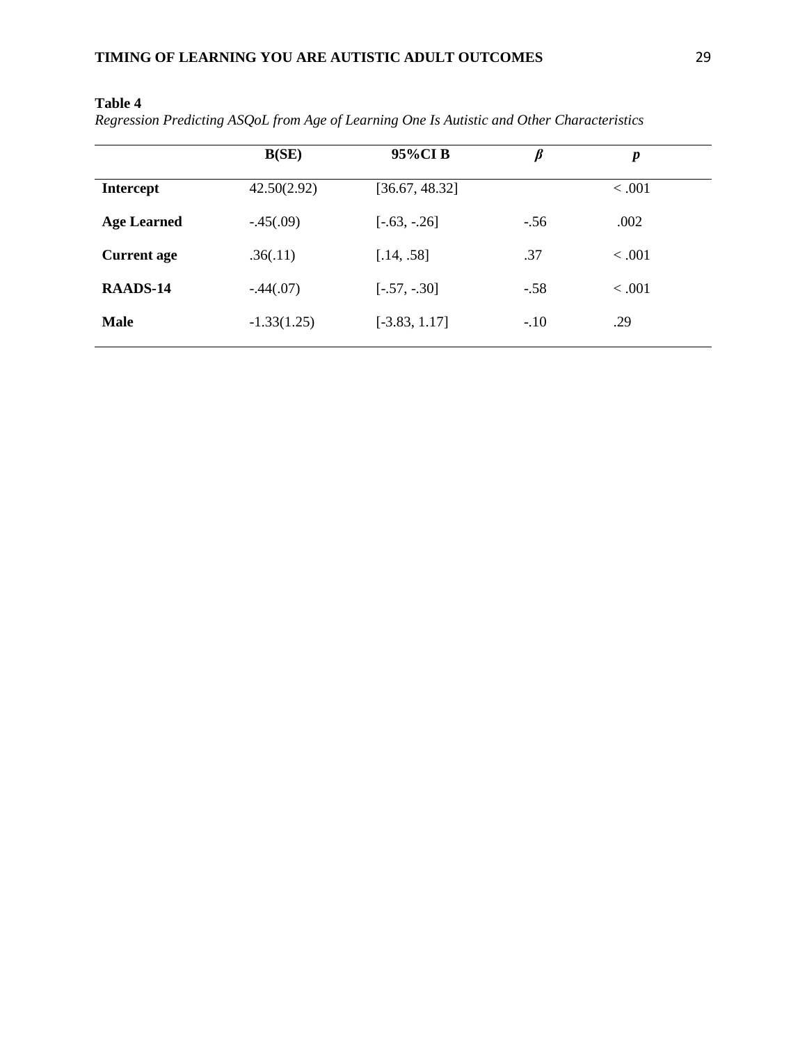**Table 4**

*Regression Predicting ASQoL from Age of Learning One Is Autistic and Other Characteristics*

| | B(SE) | 95%CI B | *β* | *p* |
|---|---|---|---|---|
| **Intercept** | 42.50(2.92) | [36.67, 48.32] | | < .001 |
| **Age Learned** | -.45(.09) | [-.63, -.26] | -.56 | .002 |
| **Current age** | .36(.11) | [.14, .58] | .37 | < .001 |
| **RAADS-14** | -.44(.07) | [-.57, -.30] | -.58 | < .001 |
| **Male** | -1.33(1.25) | [-3.83, 1.17] | -.10 | .29 |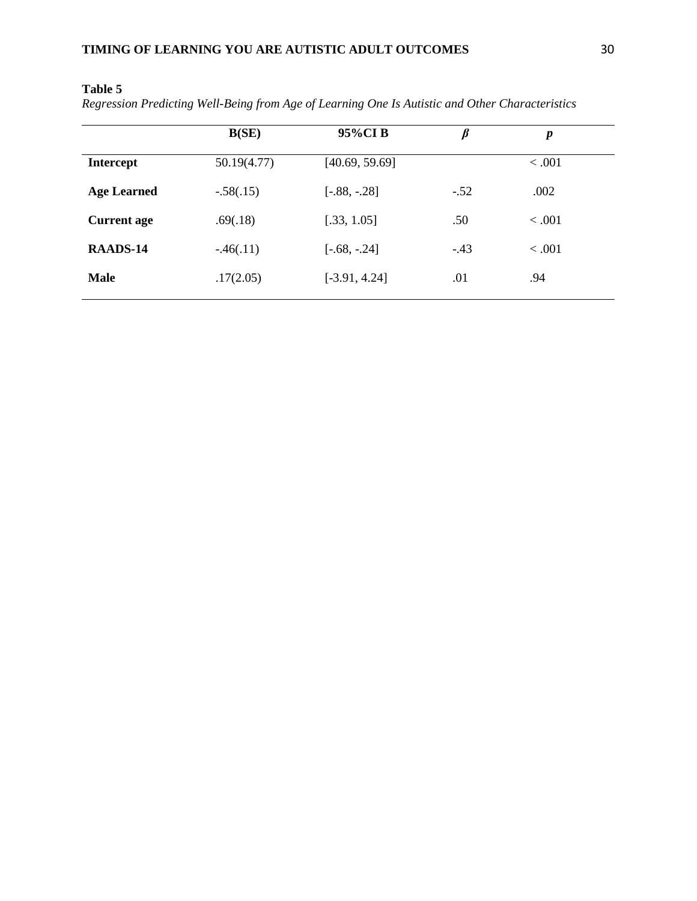**Table 5**

*Regression Predicting Well-Being from Age of Learning One Is Autistic and Other Characteristics*

| | B(SE) | 95%CI B | $\beta$ | $p$ |
|---|---|---|---|---|
| **Intercept** | 50.19(4.77) | [40.69, 59.69] | | < .001 |
| **Age Learned** | -.58(.15) | [-.88, -.28] | -.52 | .002 |
| **Current age** | .69(.18) | [.33, 1.05] | .50 | < .001 |
| **RAADS-14** | -.46(.11) | [-.68, -.24] | -.43 | < .001 |
| **Male** | .17(2.05) | [-3.91, 4.24] | .01 | .94 |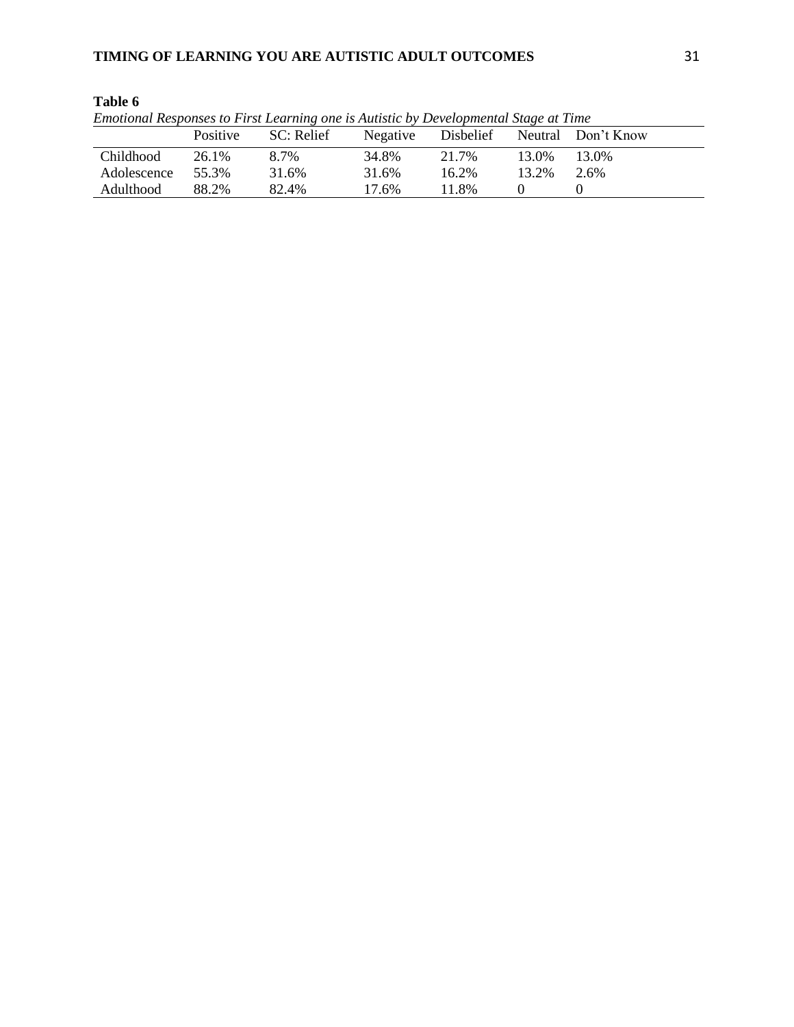**Table 6**

*Emotional Responses to First Learning one is Autistic by Developmental Stage at Time*

| | Positive | SC: Relief | Negative | Disbelief | Neutral | Don't Know |
|---|---|---|---|---|---|---|
| Childhood | 26.1% | 8.7% | 34.8% | 21.7% | 13.0% | 13.0% |
| Adolescence | 55.3% | 31.6% | 31.6% | 16.2% | 13.2% | 2.6% |
| Adulthood | 88.2% | 82.4% | 17.6% | 11.8% | 0 | 0 |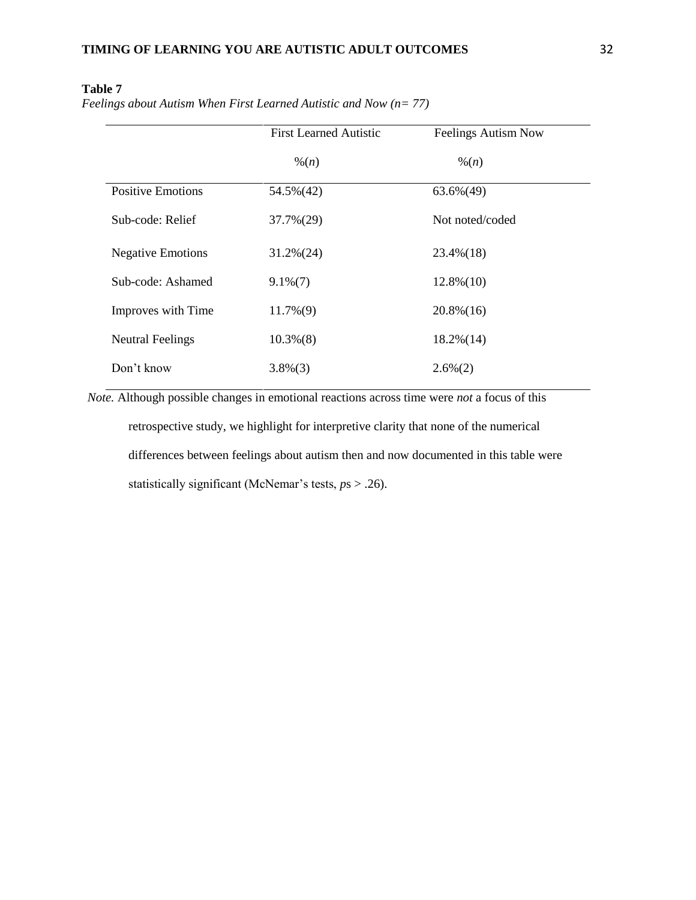**Table 7**

*Feelings about Autism When First Learned Autistic and Now (n= 77)*

| | First Learned Autistic | Feelings Autism Now |
|---|---|---|
| | %(*n*) | %(*n*) |
| Positive Emotions | 54.5%(42) | 63.6%(49) |
| Sub-code: Relief | 37.7%(29) | Not noted/coded |
| Negative Emotions | 31.2%(24) | 23.4%(18) |
| Sub-code: Ashamed | 9.1%(7) | 12.8%(10) |
| Improves with Time | 11.7%(9) | 20.8%(16) |
| Neutral Feelings | 10.3%(8) | 18.2%(14) |
| Don't know | 3.8%(3) | 2.6%(2) |

*Note.* Although possible changes in emotional reactions across time were *not* a focus of this retrospective study, we highlight for interpretive clarity that none of the numerical differences between feelings about autism then and now documented in this table were statistically significant (McNemar's tests, $p$s > .26).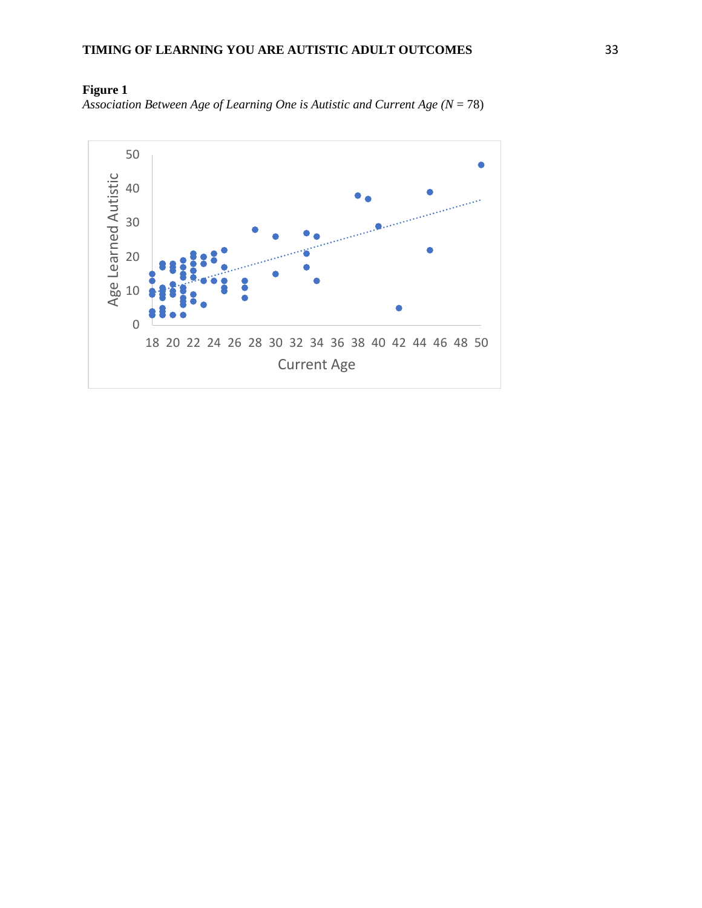**Figure 1**

*Association Between Age of Learning One is Autistic and Current Age (N* = 78)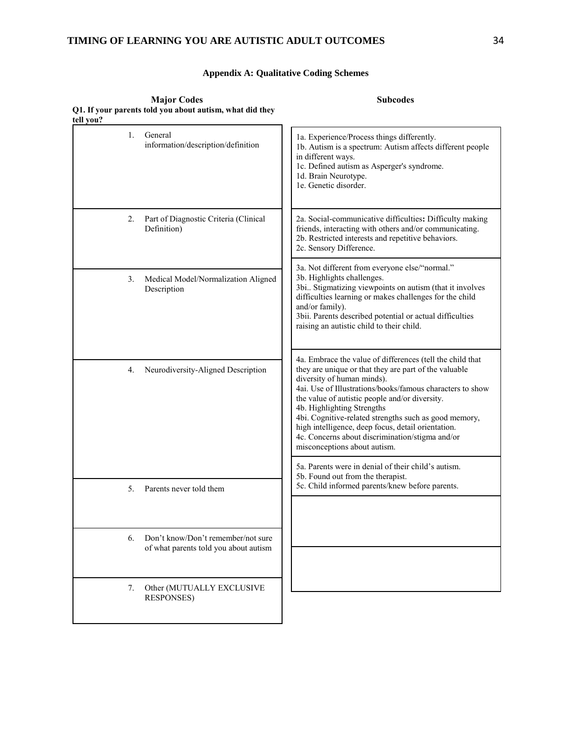## Appendix A: Qualitative Coding Schemes

**Q1. If your parents told you about autism, what did they tell you?**

| Major Codes | Subcodes |
|---|---|
| 1. General information/description/definition | 1a. Experience/Process things differently.<br>1b. Autism is a spectrum: Autism affects different people in different ways.<br>1c. Defined autism as Asperger's syndrome.<br>1d. Brain Neurotype.<br>1e. Genetic disorder. |
| 2. Part of Diagnostic Criteria (Clinical Definition) | 2a. Social-communicative difficulties**:** Difficulty making friends, interacting with others and/or communicating.<br>2b. Restricted interests and repetitive behaviors.<br>2c. Sensory Difference. |
| 3. Medical Model/Normalization Aligned Description | 3a. Not different from everyone else/"normal."<br>3b. Highlights challenges.<br>3bi.. Stigmatizing viewpoints on autism (that it involves difficulties learning or makes challenges for the child and/or family).<br>3bii. Parents described potential or actual difficulties raising an autistic child to their child. |
| 4. Neurodiversity-Aligned Description | 4a. Embrace the value of differences (tell the child that they are unique or that they are part of the valuable diversity of human minds).<br>4ai. Use of Illustrations/books/famous characters to show the value of autistic people and/or diversity.<br>4b. Highlighting Strengths<br>4bi. Cognitive-related strengths such as good memory, high intelligence, deep focus, detail orientation.<br>4c. Concerns about discrimination/stigma and/or misconceptions about autism. |
| 5. Parents never told them | 5a. Parents were in denial of their child's autism.<br>5b. Found out from the therapist.<br>5c. Child informed parents/knew before parents. |
| 6. Don't know/Don't remember/not sure of what parents told you about autism | |
| 7. Other (MUTUALLY EXCLUSIVE RESPONSES) | |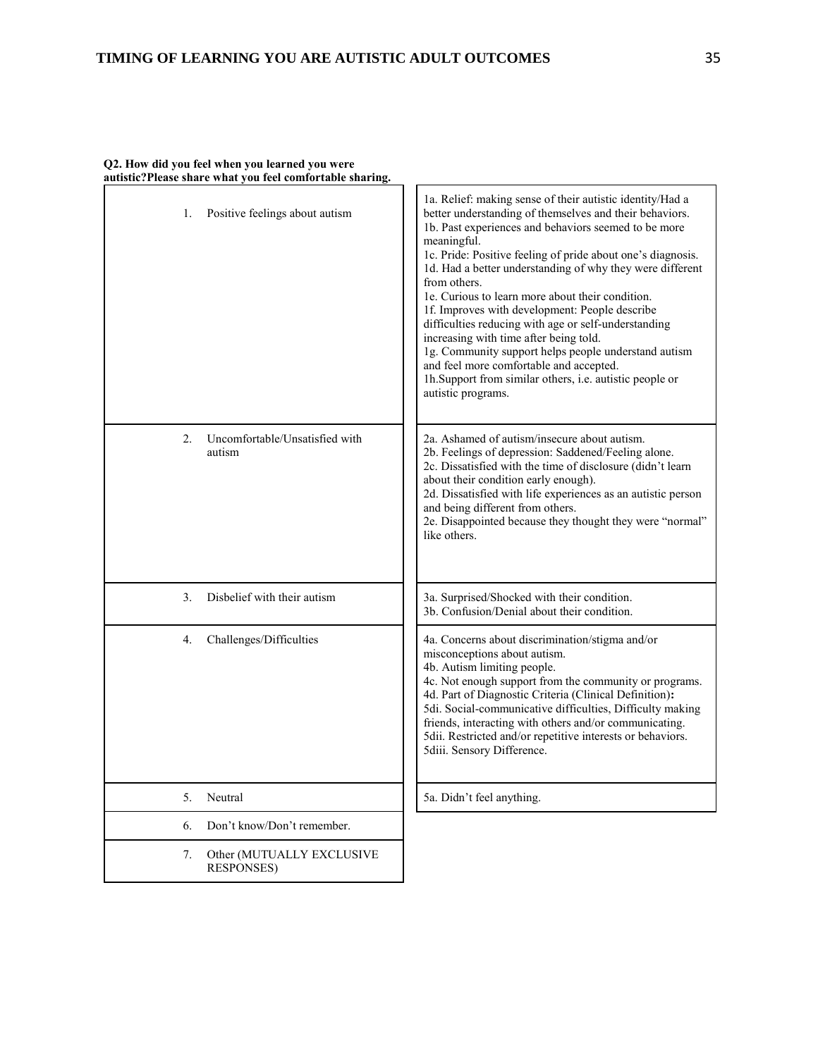**Q2. How did you feel when you learned you were autistic?Please share what you feel comfortable sharing.**

| Category | Subcategories |
|---|---|
| 1. Positive feelings about autism | 1a. Relief: making sense of their autistic identity/Had a better understanding of themselves and their behaviors.<br>1b. Past experiences and behaviors seemed to be more meaningful.<br>1c. Pride: Positive feeling of pride about one's diagnosis.<br>1d. Had a better understanding of why they were different from others.<br>1e. Curious to learn more about their condition.<br>1f. Improves with development: People describe difficulties reducing with age or self-understanding increasing with time after being told.<br>1g. Community support helps people understand autism and feel more comfortable and accepted.<br>1h.Support from similar others, i.e. autistic people or autistic programs. |
| 2. Uncomfortable/Unsatisfied with autism | 2a. Ashamed of autism/insecure about autism.<br>2b. Feelings of depression: Saddened/Feeling alone.<br>2c. Dissatisfied with the time of disclosure (didn't learn about their condition early enough).<br>2d. Dissatisfied with life experiences as an autistic person and being different from others.<br>2e. Disappointed because they thought they were "normal" like others. |
| 3. Disbelief with their autism | 3a. Surprised/Shocked with their condition.<br>3b. Confusion/Denial about their condition. |
| 4. Challenges/Difficulties | 4a. Concerns about discrimination/stigma and/or misconceptions about autism.<br>4b. Autism limiting people.<br>4c. Not enough support from the community or programs.<br>4d. Part of Diagnostic Criteria (Clinical Definition)**:**<br>5di. Social-communicative difficulties, Difficulty making friends, interacting with others and/or communicating.<br>5dii. Restricted and/or repetitive interests or behaviors.<br>5diii. Sensory Difference. |
| 5. Neutral | 5a. Didn't feel anything. |
| 6. Don't know/Don't remember. | |
| 7. Other (MUTUALLY EXCLUSIVE RESPONSES) | |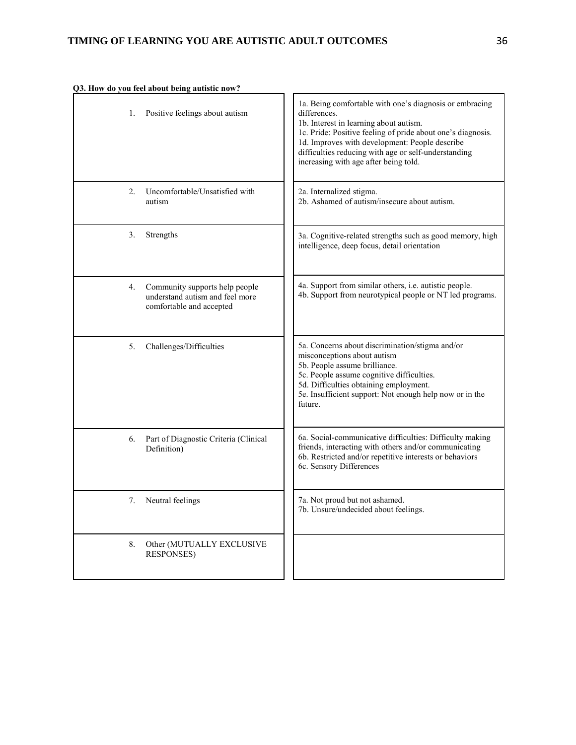**Q3. How do you feel about being autistic now?**

| | |
|---|---|
| 1. Positive feelings about autism | 1a. Being comfortable with one's diagnosis or embracing differences.<br>1b. Interest in learning about autism.<br>1c. Pride: Positive feeling of pride about one's diagnosis.<br>1d. Improves with development: People describe difficulties reducing with age or self-understanding increasing with age after being told. |
| 2. Uncomfortable/Unsatisfied with autism | 2a. Internalized stigma.<br>2b. Ashamed of autism/insecure about autism. |
| 3. Strengths | 3a. Cognitive-related strengths such as good memory, high intelligence, deep focus, detail orientation |
| 4. Community supports help people understand autism and feel more comfortable and accepted | 4a. Support from similar others, i.e. autistic people.<br>4b. Support from neurotypical people or NT led programs. |
| 5. Challenges/Difficulties | 5a. Concerns about discrimination/stigma and/or misconceptions about autism<br>5b. People assume brilliance.<br>5c. People assume cognitive difficulties.<br>5d. Difficulties obtaining employment.<br>5e. Insufficient support: Not enough help now or in the future. |
| 6. Part of Diagnostic Criteria (Clinical Definition) | 6a. Social-communicative difficulties: Difficulty making friends, interacting with others and/or communicating<br>6b. Restricted and/or repetitive interests or behaviors<br>6c. Sensory Differences |
| 7. Neutral feelings | 7a. Not proud but not ashamed.<br>7b. Unsure/undecided about feelings. |
| 8. Other (MUTUALLY EXCLUSIVE RESPONSES) | |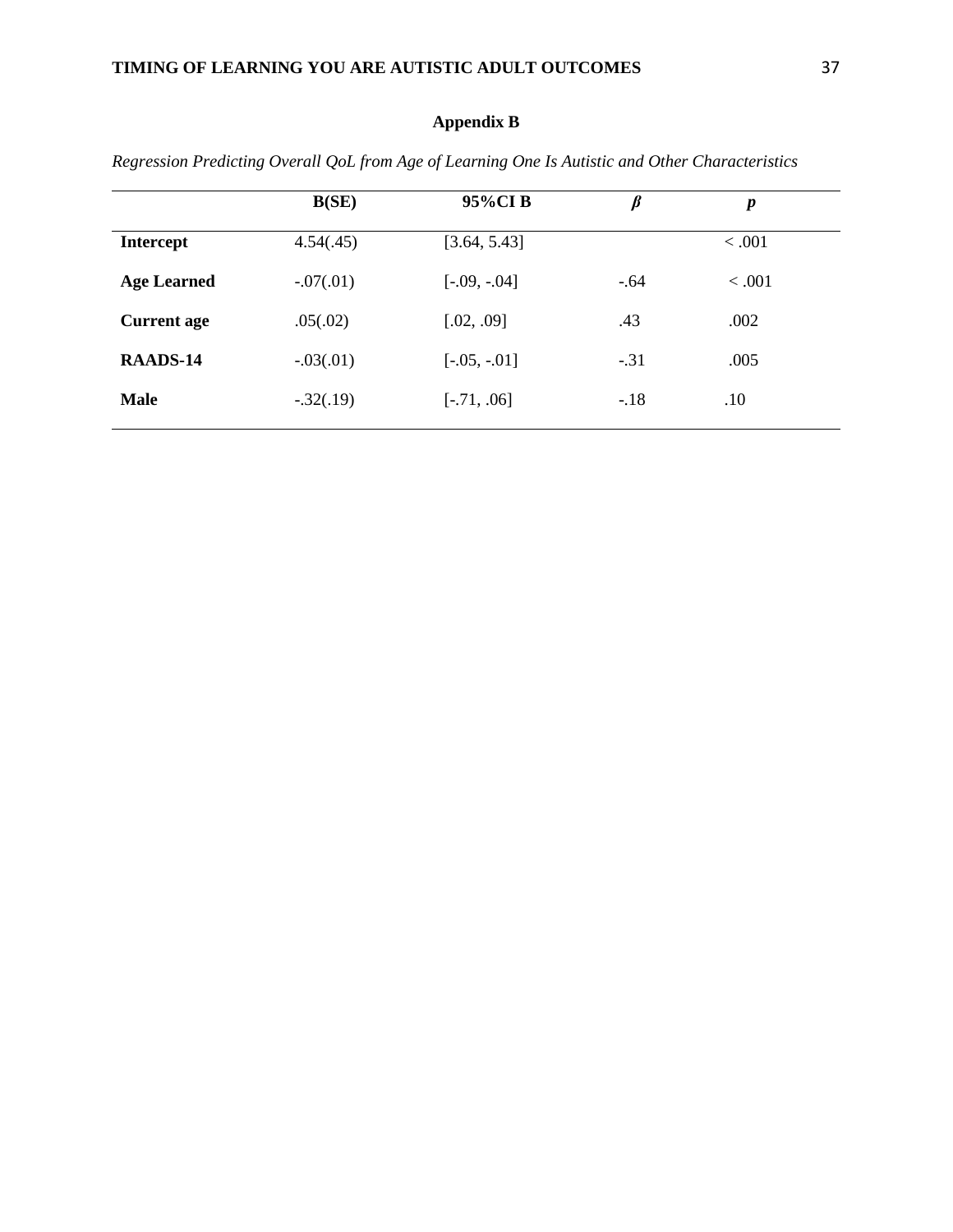## Appendix B

*Regression Predicting Overall QoL from Age of Learning One Is Autistic and Other Characteristics*

| | B(SE) | 95%CI B | *β* | *p* |
|---|---|---|---|---|
| **Intercept** | 4.54(.45) | [3.64, 5.43] | | < .001 |
| **Age Learned** | -.07(.01) | [-.09, -.04] | -.64 | < .001 |
| **Current age** | .05(.02) | [.02, .09] | .43 | .002 |
| **RAADS-14** | -.03(.01) | [-.05, -.01] | -.31 | .005 |
| **Male** | -.32(.19) | [-.71, .06] | -.18 | .10 |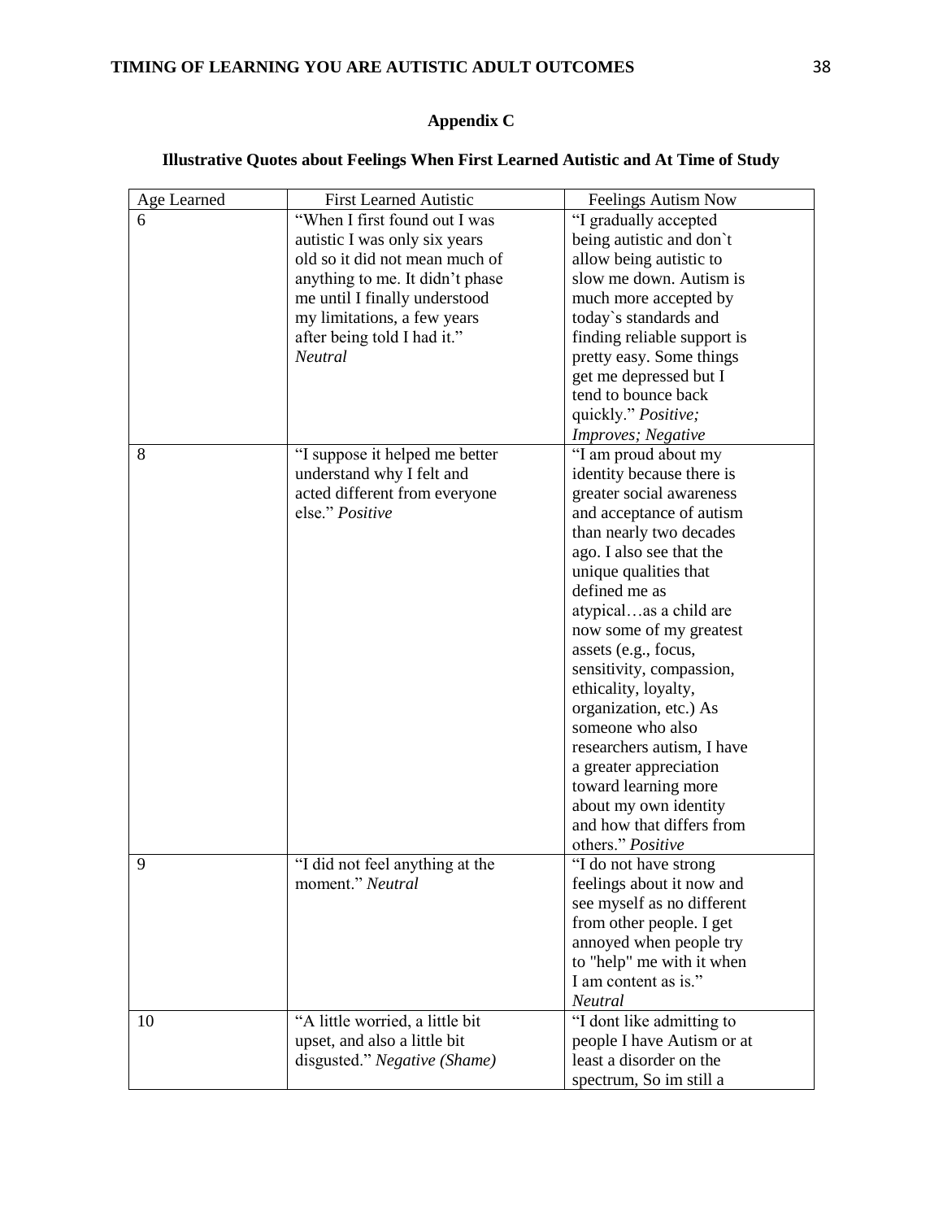## Appendix C

### Illustrative Quotes about Feelings When First Learned Autistic and At Time of Study

| Age Learned | First Learned Autistic | Feelings Autism Now |
|---|---|---|
| 6 | "When I first found out I was autistic I was only six years old so it did not mean much of anything to me. It didn't phase me until I finally understood my limitations, a few years after being told I had it." *Neutral* | "I gradually accepted being autistic and don`t allow being autistic to slow me down. Autism is much more accepted by today`s standards and finding reliable support is pretty easy. Some things get me depressed but I tend to bounce back quickly." *Positive; Improves; Negative* |
| 8 | "I suppose it helped me better understand why I felt and acted different from everyone else." *Positive* | "I am proud about my identity because there is greater social awareness and acceptance of autism than nearly two decades ago. I also see that the unique qualities that defined me as atypical…as a child are now some of my greatest assets (e.g., focus, sensitivity, compassion, ethicality, loyalty, organization, etc.) As someone who also researchers autism, I have a greater appreciation toward learning more about my own identity and how that differs from others." *Positive* |
| 9 | "I did not feel anything at the moment." *Neutral* | "I do not have strong feelings about it now and see myself as no different from other people. I get annoyed when people try to "help" me with it when I am content as is." *Neutral* |
| 10 | "A little worried, a little bit upset, and also a little bit disgusted." *Negative (Shame)* | "I dont like admitting to people I have Autism or at least a disorder on the spectrum, So im still a |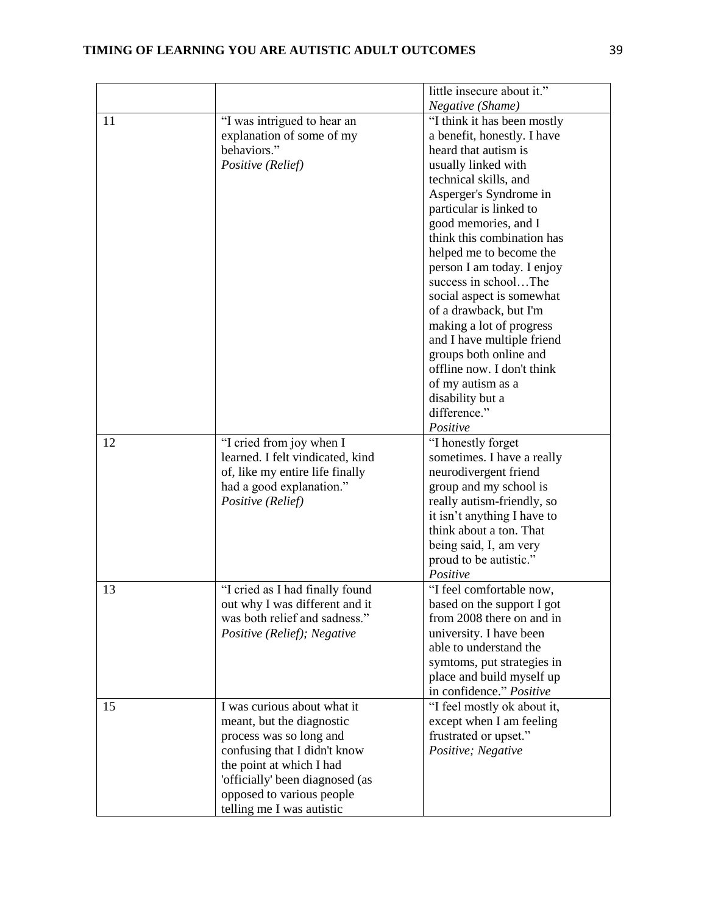| | | |
|---|---|---|
| | | little insecure about it." *Negative (Shame)* |
| 11 | "I was intrigued to hear an explanation of some of my behaviors." *Positive (Relief)* | "I think it has been mostly a benefit, honestly. I have heard that autism is usually linked with technical skills, and Asperger's Syndrome in particular is linked to good memories, and I think this combination has helped me to become the person I am today. I enjoy success in school…The social aspect is somewhat of a drawback, but I'm making a lot of progress and I have multiple friend groups both online and offline now. I don't think of my autism as a disability but a difference." *Positive* |
| 12 | "I cried from joy when I learned. I felt vindicated, kind of, like my entire life finally had a good explanation." *Positive (Relief)* | "I honestly forget sometimes. I have a really neurodivergent friend group and my school is really autism-friendly, so it isn't anything I have to think about a ton. That being said, I, am very proud to be autistic." *Positive* |
| 13 | "I cried as I had finally found out why I was different and it was both relief and sadness." *Positive (Relief); Negative* | "I feel comfortable now, based on the support I got from 2008 there on and in university. I have been able to understand the symtoms, put strategies in place and build myself up in confidence." *Positive* |
| 15 | I was curious about what it meant, but the diagnostic process was so long and confusing that I didn't know the point at which I had 'officially' been diagnosed (as opposed to various people telling me I was autistic | "I feel mostly ok about it, except when I am feeling frustrated or upset." *Positive; Negative* |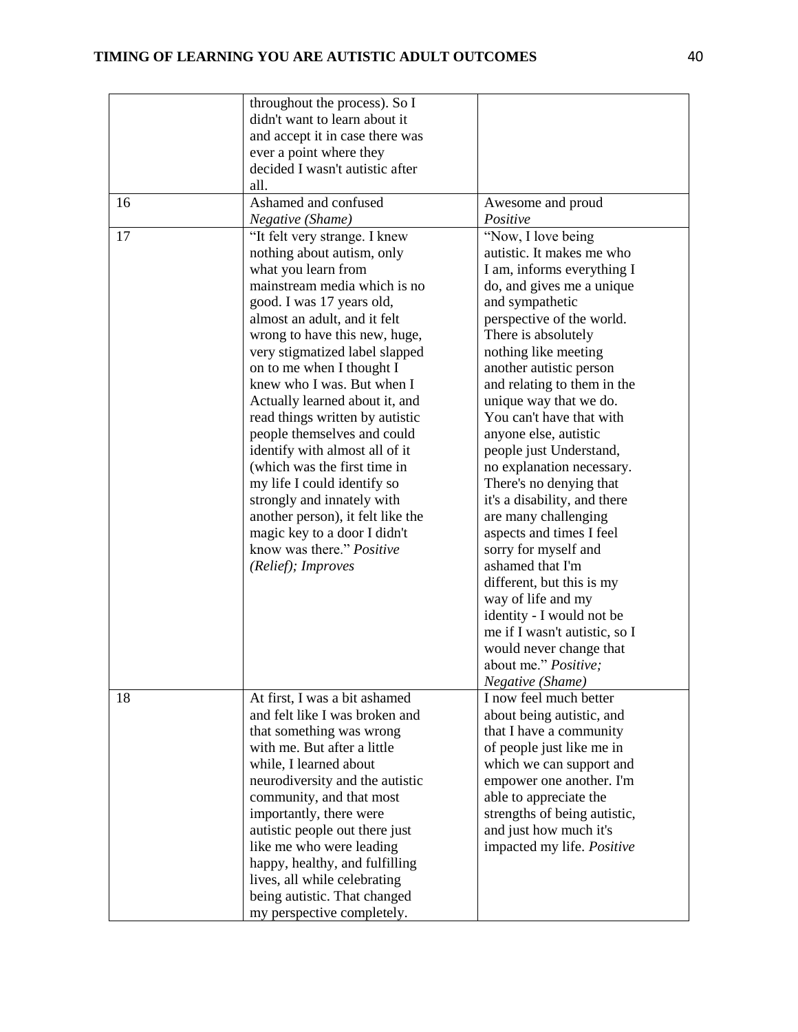| | | |
|---|---|---|
| | throughout the process). So I didn't want to learn about it and accept it in case there was ever a point where they decided I wasn't autistic after all. | |
| 16 | Ashamed and confused *Negative (Shame)* | Awesome and proud *Positive* |
| 17 | "It felt very strange. I knew nothing about autism, only what you learn from mainstream media which is no good. I was 17 years old, almost an adult, and it felt wrong to have this new, huge, very stigmatized label slapped on to me when I thought I knew who I was. But when I Actually learned about it, and read things written by autistic people themselves and could identify with almost all of it (which was the first time in my life I could identify so strongly and innately with another person), it felt like the magic key to a door I didn't know was there." *Positive (Relief); Improves* | "Now, I love being autistic. It makes me who I am, informs everything I do, and gives me a unique and sympathetic perspective of the world. There is absolutely nothing like meeting another autistic person and relating to them in the unique way that we do. You can't have that with anyone else, autistic people just Understand, no explanation necessary. There's no denying that it's a disability, and there are many challenging aspects and times I feel sorry for myself and ashamed that I'm different, but this is my way of life and my identity - I would not be me if I wasn't autistic, so I would never change that about me." *Positive; Negative (Shame)* |
| 18 | At first, I was a bit ashamed and felt like I was broken and that something was wrong with me. But after a little while, I learned about neurodiversity and the autistic community, and that most importantly, there were autistic people out there just like me who were leading happy, healthy, and fulfilling lives, all while celebrating being autistic. That changed my perspective completely. | I now feel much better about being autistic, and that I have a community of people just like me in which we can support and empower one another. I'm able to appreciate the strengths of being autistic, and just how much it's impacted my life. *Positive* |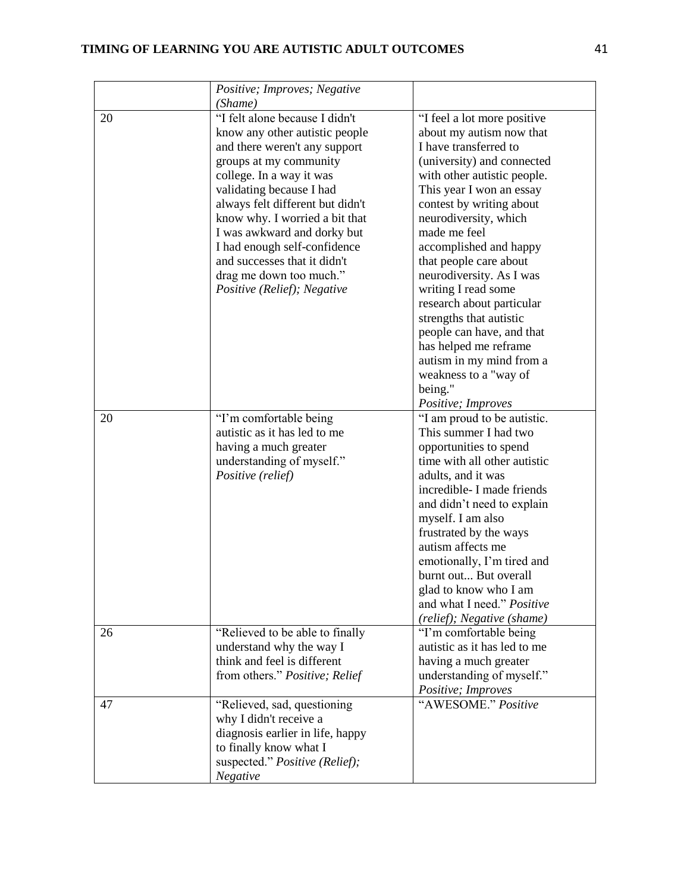| | | |
|---|---|---|
| | *Positive; Improves; Negative (Shame)* | |
| 20 | "I felt alone because I didn't know any other autistic people and there weren't any support groups at my community college. In a way it was validating because I had always felt different but didn't know why. I worried a bit that I was awkward and dorky but I had enough self-confidence and successes that it didn't drag me down too much." *Positive (Relief); Negative* | "I feel a lot more positive about my autism now that I have transferred to (university) and connected with other autistic people. This year I won an essay contest by writing about neurodiversity, which made me feel accomplished and happy that people care about neurodiversity. As I was writing I read some research about particular strengths that autistic people can have, and that has helped me reframe autism in my mind from a weakness to a "way of being." *Positive; Improves* |
| 20 | "I'm comfortable being autistic as it has led to me having a much greater understanding of myself." *Positive (relief)* | "I am proud to be autistic. This summer I had two opportunities to spend time with all other autistic adults, and it was incredible- I made friends and didn't need to explain myself. I am also frustrated by the ways autism affects me emotionally, I'm tired and burnt out... But overall glad to know who I am and what I need." *Positive (relief); Negative (shame)* |
| 26 | "Relieved to be able to finally understand why the way I think and feel is different from others." *Positive; Relief* | "I'm comfortable being autistic as it has led to me having a much greater understanding of myself." *Positive; Improves* |
| 47 | "Relieved, sad, questioning why I didn't receive a diagnosis earlier in life, happy to finally know what I suspected." *Positive (Relief); Negative* | "AWESOME." *Positive* |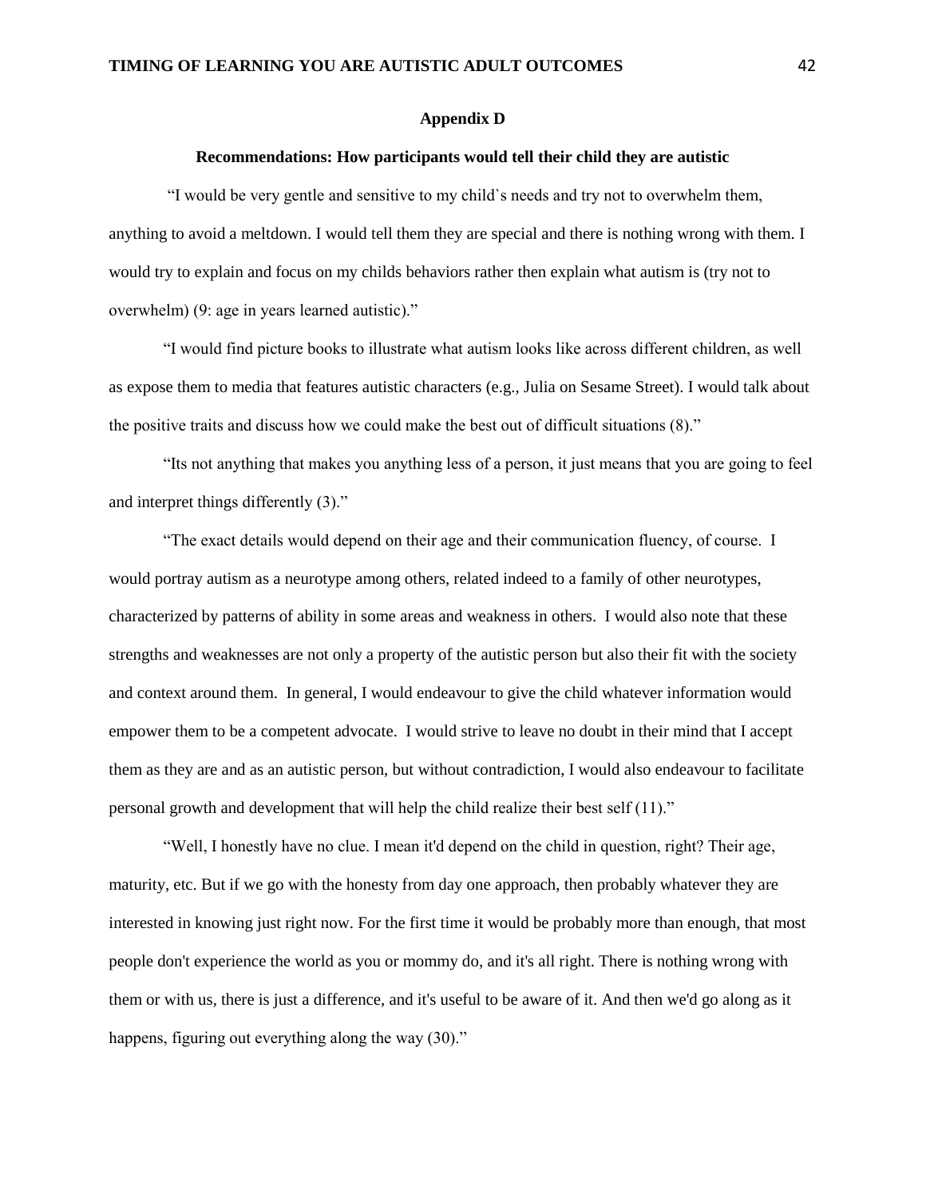## Appendix D

### Recommendations: How participants would tell their child they are autistic

"I would be very gentle and sensitive to my child`s needs and try not to overwhelm them, anything to avoid a meltdown. I would tell them they are special and there is nothing wrong with them. I would try to explain and focus on my childs behaviors rather then explain what autism is (try not to overwhelm) (9: age in years learned autistic)."

"I would find picture books to illustrate what autism looks like across different children, as well as expose them to media that features autistic characters (e.g., Julia on Sesame Street). I would talk about the positive traits and discuss how we could make the best out of difficult situations (8)."

"Its not anything that makes you anything less of a person, it just means that you are going to feel and interpret things differently (3)."

"The exact details would depend on their age and their communication fluency, of course. I would portray autism as a neurotype among others, related indeed to a family of other neurotypes, characterized by patterns of ability in some areas and weakness in others. I would also note that these strengths and weaknesses are not only a property of the autistic person but also their fit with the society and context around them. In general, I would endeavour to give the child whatever information would empower them to be a competent advocate. I would strive to leave no doubt in their mind that I accept them as they are and as an autistic person, but without contradiction, I would also endeavour to facilitate personal growth and development that will help the child realize their best self (11)."

"Well, I honestly have no clue. I mean it'd depend on the child in question, right? Their age, maturity, etc. But if we go with the honesty from day one approach, then probably whatever they are interested in knowing just right now. For the first time it would be probably more than enough, that most people don't experience the world as you or mommy do, and it's all right. There is nothing wrong with them or with us, there is just a difference, and it's useful to be aware of it. And then we'd go along as it happens, figuring out everything along the way (30)."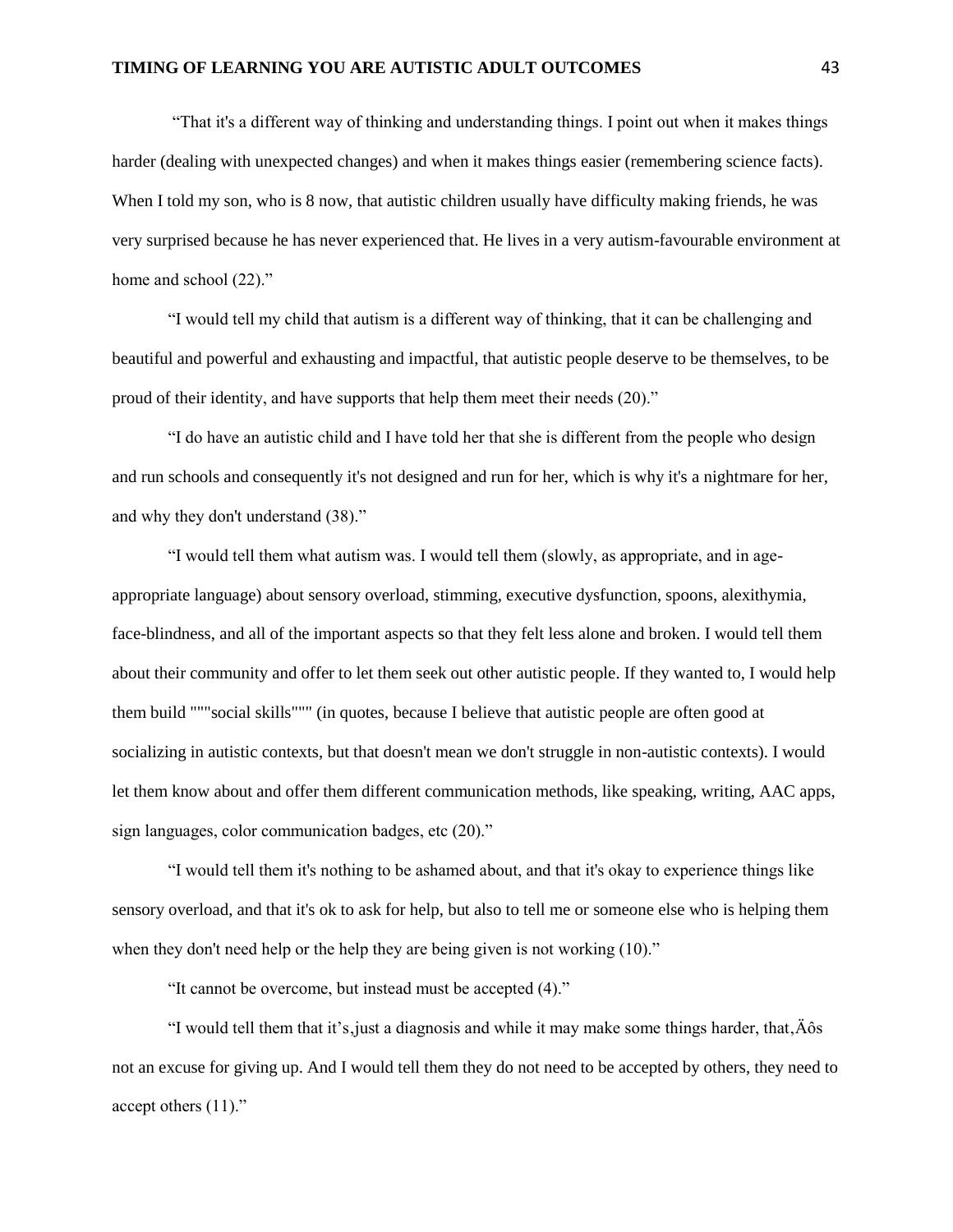"That it's a different way of thinking and understanding things. I point out when it makes things harder (dealing with unexpected changes) and when it makes things easier (remembering science facts). When I told my son, who is 8 now, that autistic children usually have difficulty making friends, he was very surprised because he has never experienced that. He lives in a very autism-favourable environment at home and school (22)."

"I would tell my child that autism is a different way of thinking, that it can be challenging and beautiful and powerful and exhausting and impactful, that autistic people deserve to be themselves, to be proud of their identity, and have supports that help them meet their needs (20)."

"I do have an autistic child and I have told her that she is different from the people who design and run schools and consequently it's not designed and run for her, which is why it's a nightmare for her, and why they don't understand (38)."

"I would tell them what autism was. I would tell them (slowly, as appropriate, and in age-appropriate language) about sensory overload, stimming, executive dysfunction, spoons, alexithymia, face-blindness, and all of the important aspects so that they felt less alone and broken. I would tell them about their community and offer to let them seek out other autistic people. If they wanted to, I would help them build """social skills""" (in quotes, because I believe that autistic people are often good at socializing in autistic contexts, but that doesn't mean we don't struggle in non-autistic contexts). I would let them know about and offer them different communication methods, like speaking, writing, AAC apps, sign languages, color communication badges, etc (20)."

"I would tell them it's nothing to be ashamed about, and that it's okay to experience things like sensory overload, and that it's ok to ask for help, but also to tell me or someone else who is helping them when they don't need help or the help they are being given is not working (10)."

"It cannot be overcome, but instead must be accepted (4)."

"I would tell them that it's,just a diagnosis and while it may make some things harder, that‚Äôs not an excuse for giving up. And I would tell them they do not need to be accepted by others, they need to accept others (11)."